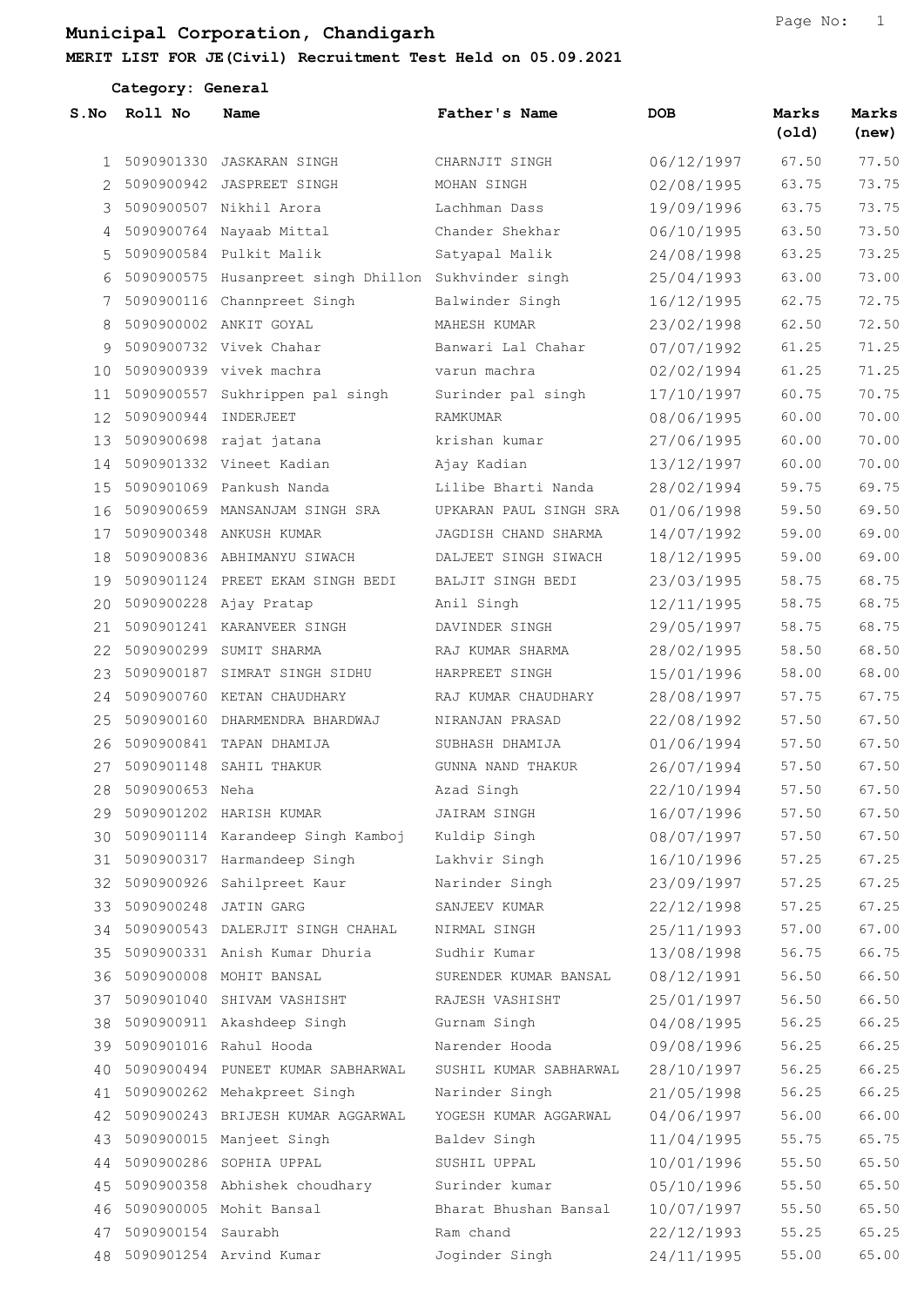# Municipal Corporation, Chandigarh

## MERIT LIST FOR JE(Civil) Recruitment Test Held on 05.09.2021

**Category: General**

| S.No | Roll No | Name | Father's Name | DOB | Marks (old) | Marks (new) |
|---|---|---|---|---|---|---|
| 1 | 5090901330 | JASKARAN SINGH | CHARNJIT SINGH | 06/12/1997 | 67.50 | 77.50 |
| 2 | 5090900942 | JASPREET SINGH | MOHAN SINGH | 02/08/1995 | 63.75 | 73.75 |
| 3 | 5090900507 | Nikhil Arora | Lachhman Dass | 19/09/1996 | 63.75 | 73.75 |
| 4 | 5090900764 | Nayaab Mittal | Chander Shekhar | 06/10/1995 | 63.50 | 73.50 |
| 5 | 5090900584 | Pulkit Malik | Satyapal Malik | 24/08/1998 | 63.25 | 73.25 |
| 6 | 5090900575 | Husanpreet singh Dhillon | Sukhvinder singh | 25/04/1993 | 63.00 | 73.00 |
| 7 | 5090900116 | Channpreet Singh | Balwinder Singh | 16/12/1995 | 62.75 | 72.75 |
| 8 | 5090900002 | ANKIT GOYAL | MAHESH KUMAR | 23/02/1998 | 62.50 | 72.50 |
| 9 | 5090900732 | Vivek Chahar | Banwari Lal Chahar | 07/07/1992 | 61.25 | 71.25 |
| 10 | 5090900939 | vivek machra | varun machra | 02/02/1994 | 61.25 | 71.25 |
| 11 | 5090900557 | Sukhrippen pal singh | Surinder pal singh | 17/10/1997 | 60.75 | 70.75 |
| 12 | 5090900944 | INDERJEET | RAMKUMAR | 08/06/1995 | 60.00 | 70.00 |
| 13 | 5090900698 | rajat jatana | krishan kumar | 27/06/1995 | 60.00 | 70.00 |
| 14 | 5090901332 | Vineet Kadian | Ajay Kadian | 13/12/1997 | 60.00 | 70.00 |
| 15 | 5090901069 | Pankush Nanda | Lilibe Bharti Nanda | 28/02/1994 | 59.75 | 69.75 |
| 16 | 5090900659 | MANSANJAM SINGH SRA | UPKARAN PAUL SINGH SRA | 01/06/1998 | 59.50 | 69.50 |
| 17 | 5090900348 | ANKUSH KUMAR | JAGDISH CHAND SHARMA | 14/07/1992 | 59.00 | 69.00 |
| 18 | 5090900836 | ABHIMANYU SIWACH | DALJEET SINGH SIWACH | 18/12/1995 | 59.00 | 69.00 |
| 19 | 5090901124 | PREET EKAM SINGH BEDI | BALJIT SINGH BEDI | 23/03/1995 | 58.75 | 68.75 |
| 20 | 5090900228 | Ajay Pratap | Anil Singh | 12/11/1995 | 58.75 | 68.75 |
| 21 | 5090901241 | KARANVEER SINGH | DAVINDER SINGH | 29/05/1997 | 58.75 | 68.75 |
| 22 | 5090900299 | SUMIT SHARMA | RAJ KUMAR SHARMA | 28/02/1995 | 58.50 | 68.50 |
| 23 | 5090900187 | SIMRAT SINGH SIDHU | HARPREET SINGH | 15/01/1996 | 58.00 | 68.00 |
| 24 | 5090900760 | KETAN CHAUDHARY | RAJ KUMAR CHAUDHARY | 28/08/1997 | 57.75 | 67.75 |
| 25 | 5090900160 | DHARMENDRA BHARDWAJ | NIRANJAN PRASAD | 22/08/1992 | 57.50 | 67.50 |
| 26 | 5090900841 | TAPAN DHAMIJA | SUBHASH DHAMIJA | 01/06/1994 | 57.50 | 67.50 |
| 27 | 5090901148 | SAHIL THAKUR | GUNNA NAND THAKUR | 26/07/1994 | 57.50 | 67.50 |
| 28 | 5090900653 | Neha | Azad Singh | 22/10/1994 | 57.50 | 67.50 |
| 29 | 5090901202 | HARISH KUMAR | JAIRAM SINGH | 16/07/1996 | 57.50 | 67.50 |
| 30 | 5090901114 | Karandeep Singh Kamboj | Kuldip Singh | 08/07/1997 | 57.50 | 67.50 |
| 31 | 5090900317 | Harmandeep Singh | Lakhvir Singh | 16/10/1996 | 57.25 | 67.25 |
| 32 | 5090900926 | Sahilpreet Kaur | Narinder Singh | 23/09/1997 | 57.25 | 67.25 |
| 33 | 5090900248 | JATIN GARG | SANJEEV KUMAR | 22/12/1998 | 57.25 | 67.25 |
| 34 | 5090900543 | DALERJIT SINGH CHAHAL | NIRMAL SINGH | 25/11/1993 | 57.00 | 67.00 |
| 35 | 5090900331 | Anish Kumar Dhuria | Sudhir Kumar | 13/08/1998 | 56.75 | 66.75 |
| 36 | 5090900008 | MOHIT BANSAL | SURENDER KUMAR BANSAL | 08/12/1991 | 56.50 | 66.50 |
| 37 | 5090901040 | SHIVAM VASHISHT | RAJESH VASHISHT | 25/01/1997 | 56.50 | 66.50 |
| 38 | 5090900911 | Akashdeep Singh | Gurnam Singh | 04/08/1995 | 56.25 | 66.25 |
| 39 | 5090901016 | Rahul Hooda | Narender Hooda | 09/08/1996 | 56.25 | 66.25 |
| 40 | 5090900494 | PUNEET KUMAR SABHARWAL | SUSHIL KUMAR SABHARWAL | 28/10/1997 | 56.25 | 66.25 |
| 41 | 5090900262 | Mehakpreet Singh | Narinder Singh | 21/05/1998 | 56.25 | 66.25 |
| 42 | 5090900243 | BRIJESH KUMAR AGGARWAL | YOGESH KUMAR AGGARWAL | 04/06/1997 | 56.00 | 66.00 |
| 43 | 5090900015 | Manjeet Singh | Baldev Singh | 11/04/1995 | 55.75 | 65.75 |
| 44 | 5090900286 | SOPHIA UPPAL | SUSHIL UPPAL | 10/01/1996 | 55.50 | 65.50 |
| 45 | 5090900358 | Abhishek choudhary | Surinder kumar | 05/10/1996 | 55.50 | 65.50 |
| 46 | 5090900005 | Mohit Bansal | Bharat Bhushan Bansal | 10/07/1997 | 55.50 | 65.50 |
| 47 | 5090900154 | Saurabh | Ram chand | 22/12/1993 | 55.25 | 65.25 |
| 48 | 5090901254 | Arvind Kumar | Joginder Singh | 24/11/1995 | 55.00 | 65.00 |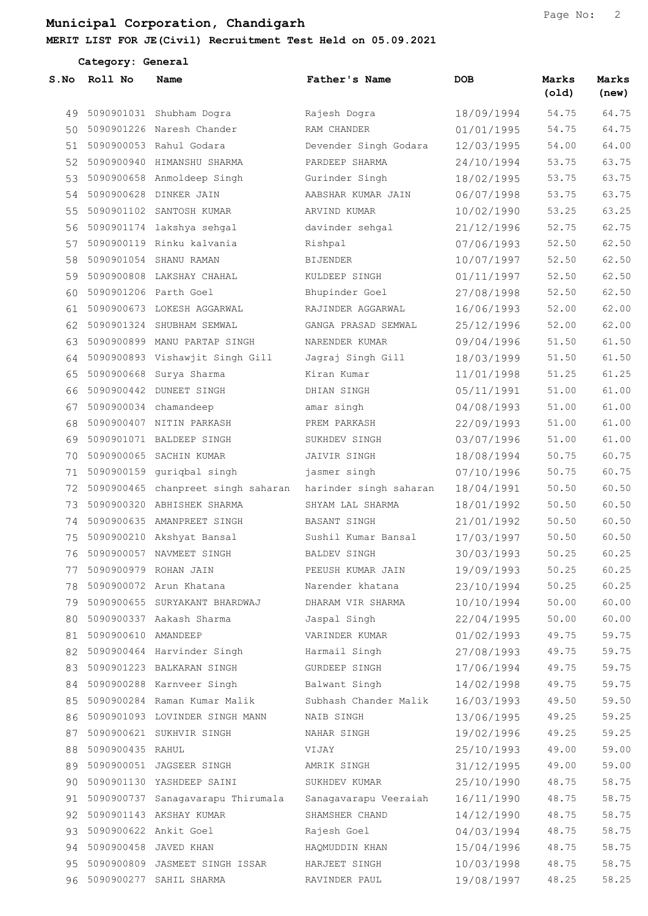**Municipal Corporation, Chandigarh**

**MERIT LIST FOR JE(Civil) Recruitment Test Held on 05.09.2021**

**Category: General**

| S.No | Roll No | Name | Father's Name | DOB | Marks (old) | Marks (new) |
|---|---|---|---|---|---|---|
| 49 | 5090901031 | Shubham Dogra | Rajesh Dogra | 18/09/1994 | 54.75 | 64.75 |
| 50 | 5090901226 | Naresh Chander | RAM CHANDER | 01/01/1995 | 54.75 | 64.75 |
| 51 | 5090900053 | Rahul Godara | Devender Singh Godara | 12/03/1995 | 54.00 | 64.00 |
| 52 | 5090900940 | HIMANSHU SHARMA | PARDEEP SHARMA | 24/10/1994 | 53.75 | 63.75 |
| 53 | 5090900658 | Anmoldeep Singh | Gurinder Singh | 18/02/1995 | 53.75 | 63.75 |
| 54 | 5090900628 | DINKER JAIN | AABSHAR KUMAR JAIN | 06/07/1998 | 53.75 | 63.75 |
| 55 | 5090901102 | SANTOSH KUMAR | ARVIND KUMAR | 10/02/1990 | 53.25 | 63.25 |
| 56 | 5090901174 | lakshya sehgal | davinder sehgal | 21/12/1996 | 52.75 | 62.75 |
| 57 | 5090900119 | Rinku kalvania | Rishpal | 07/06/1993 | 52.50 | 62.50 |
| 58 | 5090901054 | SHANU RAMAN | BIJENDER | 10/07/1997 | 52.50 | 62.50 |
| 59 | 5090900808 | LAKSHAY CHAHAL | KULDEEP SINGH | 01/11/1997 | 52.50 | 62.50 |
| 60 | 5090901206 | Parth Goel | Bhupinder Goel | 27/08/1998 | 52.50 | 62.50 |
| 61 | 5090900673 | LOKESH AGGARWAL | RAJINDER AGGARWAL | 16/06/1993 | 52.00 | 62.00 |
| 62 | 5090901324 | SHUBHAM SEMWAL | GANGA PRASAD SEMWAL | 25/12/1996 | 52.00 | 62.00 |
| 63 | 5090900899 | MANU PARTAP SINGH | NARENDER KUMAR | 09/04/1996 | 51.50 | 61.50 |
| 64 | 5090900893 | Vishawjit Singh Gill | Jagraj Singh Gill | 18/03/1999 | 51.50 | 61.50 |
| 65 | 5090900668 | Surya Sharma | Kiran Kumar | 11/01/1998 | 51.25 | 61.25 |
| 66 | 5090900442 | DUNEET SINGH | DHIAN SINGH | 05/11/1991 | 51.00 | 61.00 |
| 67 | 5090900034 | chamandeep | amar singh | 04/08/1993 | 51.00 | 61.00 |
| 68 | 5090900407 | NITIN PARKASH | PREM PARKASH | 22/09/1993 | 51.00 | 61.00 |
| 69 | 5090901071 | BALDEEP SINGH | SUKHDEV SINGH | 03/07/1996 | 51.00 | 61.00 |
| 70 | 5090900065 | SACHIN KUMAR | JAIVIR SINGH | 18/08/1994 | 50.75 | 60.75 |
| 71 | 5090900159 | guriqbal singh | jasmer singh | 07/10/1996 | 50.75 | 60.75 |
| 72 | 5090900465 | chanpreet singh saharan | harinder singh saharan | 18/04/1991 | 50.50 | 60.50 |
| 73 | 5090900320 | ABHISHEK SHARMA | SHYAM LAL SHARMA | 18/01/1992 | 50.50 | 60.50 |
| 74 | 5090900635 | AMANPREET SINGH | BASANT SINGH | 21/01/1992 | 50.50 | 60.50 |
| 75 | 5090900210 | Akshyat Bansal | Sushil Kumar Bansal | 17/03/1997 | 50.50 | 60.50 |
| 76 | 5090900057 | NAVMEET SINGH | BALDEV SINGH | 30/03/1993 | 50.25 | 60.25 |
| 77 | 5090900979 | ROHAN JAIN | PEEUSH KUMAR JAIN | 19/09/1993 | 50.25 | 60.25 |
| 78 | 5090900072 | Arun Khatana | Narender khatana | 23/10/1994 | 50.25 | 60.25 |
| 79 | 5090900655 | SURYAKANT BHARDWAJ | DHARAM VIR SHARMA | 10/10/1994 | 50.00 | 60.00 |
| 80 | 5090900337 | Aakash Sharma | Jaspal Singh | 22/04/1995 | 50.00 | 60.00 |
| 81 | 5090900610 | AMANDEEP | VARINDER KUMAR | 01/02/1993 | 49.75 | 59.75 |
| 82 | 5090900464 | Harvinder Singh | Harmail Singh | 27/08/1993 | 49.75 | 59.75 |
| 83 | 5090901223 | BALKARAN SINGH | GURDEEP SINGH | 17/06/1994 | 49.75 | 59.75 |
| 84 | 5090900288 | Karnveer Singh | Balwant Singh | 14/02/1998 | 49.75 | 59.75 |
| 85 | 5090900284 | Raman Kumar Malik | Subhash Chander Malik | 16/03/1993 | 49.50 | 59.50 |
| 86 | 5090901093 | LOVINDER SINGH MANN | NAIB SINGH | 13/06/1995 | 49.25 | 59.25 |
| 87 | 5090900621 | SUKHVIR SINGH | NAHAR SINGH | 19/02/1996 | 49.25 | 59.25 |
| 88 | 5090900435 | RAHUL | VIJAY | 25/10/1993 | 49.00 | 59.00 |
| 89 | 5090900051 | JAGSEER SINGH | AMRIK SINGH | 31/12/1995 | 49.00 | 59.00 |
| 90 | 5090901130 | YASHDEEP SAINI | SUKHDEV KUMAR | 25/10/1990 | 48.75 | 58.75 |
| 91 | 5090900737 | Sanagavarapu Thirumala | Sanagavarapu Veeraiah | 16/11/1990 | 48.75 | 58.75 |
| 92 | 5090901143 | AKSHAY KUMAR | SHAMSHER CHAND | 14/12/1990 | 48.75 | 58.75 |
| 93 | 5090900622 | Ankit Goel | Rajesh Goel | 04/03/1994 | 48.75 | 58.75 |
| 94 | 5090900458 | JAVED KHAN | HAQMUDDIN KHAN | 15/04/1996 | 48.75 | 58.75 |
| 95 | 5090900809 | JASMEET SINGH ISSAR | HARJEET SINGH | 10/03/1998 | 48.75 | 58.75 |
| 96 | 5090900277 | SAHIL SHARMA | RAVINDER PAUL | 19/08/1997 | 48.25 | 58.25 |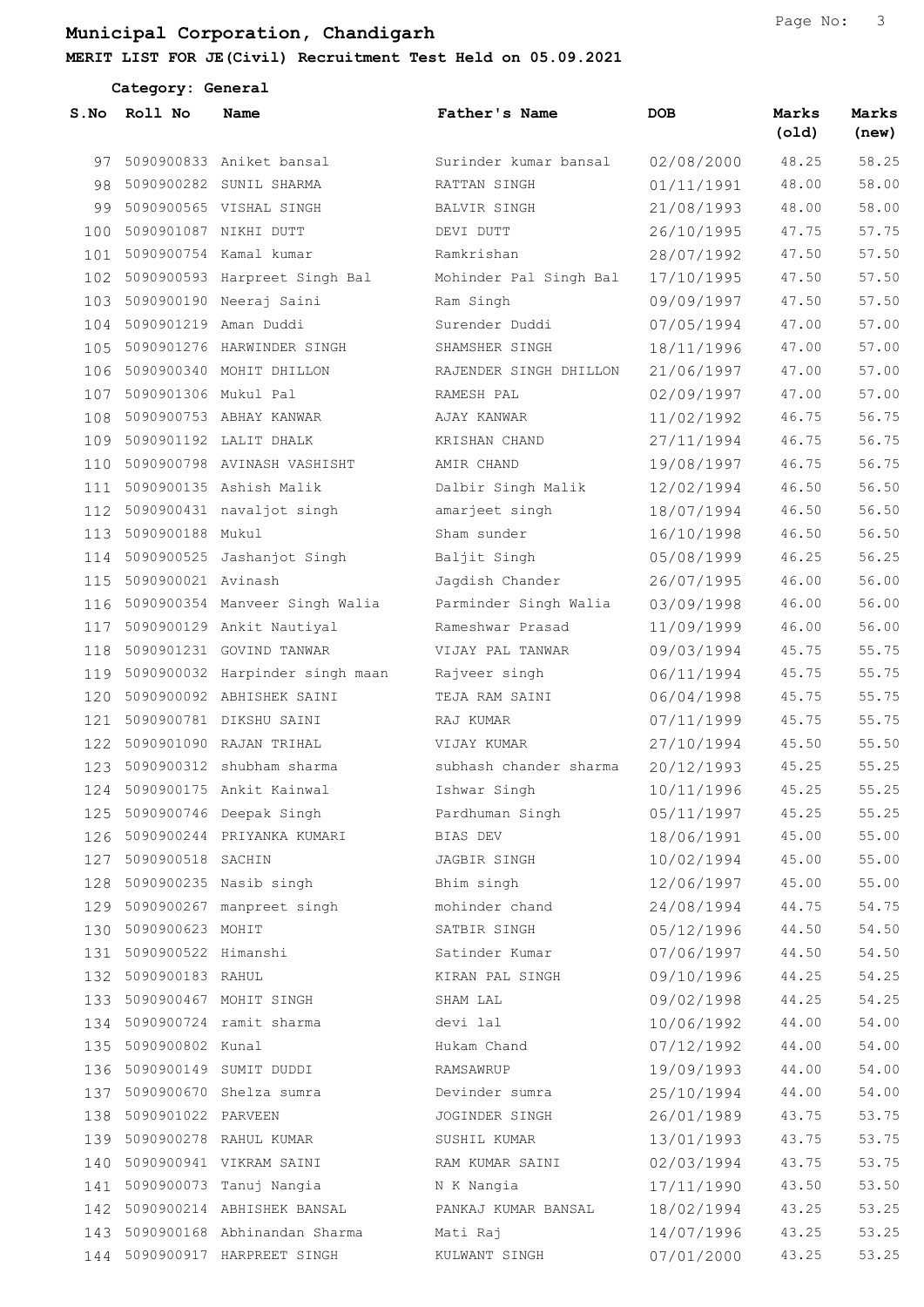# Municipal Corporation, Chandigarh

## MERIT LIST FOR JE(Civil) Recruitment Test Held on 05.09.2021

**Category: General**

| S.No | Roll No | Name | Father's Name | DOB | Marks (old) | Marks (new) |
|---|---|---|---|---|---|---|
| 97 | 5090900833 | Aniket bansal | Surinder kumar bansal | 02/08/2000 | 48.25 | 58.25 |
| 98 | 5090900282 | SUNIL SHARMA | RATTAN SINGH | 01/11/1991 | 48.00 | 58.00 |
| 99 | 5090900565 | VISHAL SINGH | BALVIR SINGH | 21/08/1993 | 48.00 | 58.00 |
| 100 | 5090901087 | NIKHI DUTT | DEVI DUTT | 26/10/1995 | 47.75 | 57.75 |
| 101 | 5090900754 | Kamal kumar | Ramkrishan | 28/07/1992 | 47.50 | 57.50 |
| 102 | 5090900593 | Harpreet Singh Bal | Mohinder Pal Singh Bal | 17/10/1995 | 47.50 | 57.50 |
| 103 | 5090900190 | Neeraj Saini | Ram Singh | 09/09/1997 | 47.50 | 57.50 |
| 104 | 5090901219 | Aman Duddi | Surender Duddi | 07/05/1994 | 47.00 | 57.00 |
| 105 | 5090901276 | HARWINDER SINGH | SHAMSHER SINGH | 18/11/1996 | 47.00 | 57.00 |
| 106 | 5090900340 | MOHIT DHILLON | RAJENDER SINGH DHILLON | 21/06/1997 | 47.00 | 57.00 |
| 107 | 5090901306 | Mukul Pal | RAMESH PAL | 02/09/1997 | 47.00 | 57.00 |
| 108 | 5090900753 | ABHAY KANWAR | AJAY KANWAR | 11/02/1992 | 46.75 | 56.75 |
| 109 | 5090901192 | LALIT DHALK | KRISHAN CHAND | 27/11/1994 | 46.75 | 56.75 |
| 110 | 5090900798 | AVINASH VASHISHT | AMIR CHAND | 19/08/1997 | 46.75 | 56.75 |
| 111 | 5090900135 | Ashish Malik | Dalbir Singh Malik | 12/02/1994 | 46.50 | 56.50 |
| 112 | 5090900431 | navaljot singh | amarjeet singh | 18/07/1994 | 46.50 | 56.50 |
| 113 | 5090900188 | Mukul | Sham sunder | 16/10/1998 | 46.50 | 56.50 |
| 114 | 5090900525 | Jashanjot Singh | Baljit Singh | 05/08/1999 | 46.25 | 56.25 |
| 115 | 5090900021 | Avinash | Jagdish Chander | 26/07/1995 | 46.00 | 56.00 |
| 116 | 5090900354 | Manveer Singh Walia | Parminder Singh Walia | 03/09/1998 | 46.00 | 56.00 |
| 117 | 5090900129 | Ankit Nautiyal | Rameshwar Prasad | 11/09/1999 | 46.00 | 56.00 |
| 118 | 5090901231 | GOVIND TANWAR | VIJAY PAL TANWAR | 09/03/1994 | 45.75 | 55.75 |
| 119 | 5090900032 | Harpinder singh maan | Rajveer singh | 06/11/1994 | 45.75 | 55.75 |
| 120 | 5090900092 | ABHISHEK SAINI | TEJA RAM SAINI | 06/04/1998 | 45.75 | 55.75 |
| 121 | 5090900781 | DIKSHU SAINI | RAJ KUMAR | 07/11/1999 | 45.75 | 55.75 |
| 122 | 5090901090 | RAJAN TRIHAL | VIJAY KUMAR | 27/10/1994 | 45.50 | 55.50 |
| 123 | 5090900312 | shubham sharma | subhash chander sharma | 20/12/1993 | 45.25 | 55.25 |
| 124 | 5090900175 | Ankit Kainwal | Ishwar Singh | 10/11/1996 | 45.25 | 55.25 |
| 125 | 5090900746 | Deepak Singh | Pardhuman Singh | 05/11/1997 | 45.25 | 55.25 |
| 126 | 5090900244 | PRIYANKA KUMARI | BIAS DEV | 18/06/1991 | 45.00 | 55.00 |
| 127 | 5090900518 | SACHIN | JAGBIR SINGH | 10/02/1994 | 45.00 | 55.00 |
| 128 | 5090900235 | Nasib singh | Bhim singh | 12/06/1997 | 45.00 | 55.00 |
| 129 | 5090900267 | manpreet singh | mohinder chand | 24/08/1994 | 44.75 | 54.75 |
| 130 | 5090900623 | MOHIT | SATBIR SINGH | 05/12/1996 | 44.50 | 54.50 |
| 131 | 5090900522 | Himanshi | Satinder Kumar | 07/06/1997 | 44.50 | 54.50 |
| 132 | 5090900183 | RAHUL | KIRAN PAL SINGH | 09/10/1996 | 44.25 | 54.25 |
| 133 | 5090900467 | MOHIT SINGH | SHAM LAL | 09/02/1998 | 44.25 | 54.25 |
| 134 | 5090900724 | ramit sharma | devi lal | 10/06/1992 | 44.00 | 54.00 |
| 135 | 5090900802 | Kunal | Hukam Chand | 07/12/1992 | 44.00 | 54.00 |
| 136 | 5090900149 | SUMIT DUDDI | RAMSAWRUP | 19/09/1993 | 44.00 | 54.00 |
| 137 | 5090900670 | Shelza sumra | Devinder sumra | 25/10/1994 | 44.00 | 54.00 |
| 138 | 5090901022 | PARVEEN | JOGINDER SINGH | 26/01/1989 | 43.75 | 53.75 |
| 139 | 5090900278 | RAHUL KUMAR | SUSHIL KUMAR | 13/01/1993 | 43.75 | 53.75 |
| 140 | 5090900941 | VIKRAM SAINI | RAM KUMAR SAINI | 02/03/1994 | 43.75 | 53.75 |
| 141 | 5090900073 | Tanuj Nangia | N K Nangia | 17/11/1990 | 43.50 | 53.50 |
| 142 | 5090900214 | ABHISHEK BANSAL | PANKAJ KUMAR BANSAL | 18/02/1994 | 43.25 | 53.25 |
| 143 | 5090900168 | Abhinandan Sharma | Mati Raj | 14/07/1996 | 43.25 | 53.25 |
| 144 | 5090900917 | HARPREET SINGH | KULWANT SINGH | 07/01/2000 | 43.25 | 53.25 |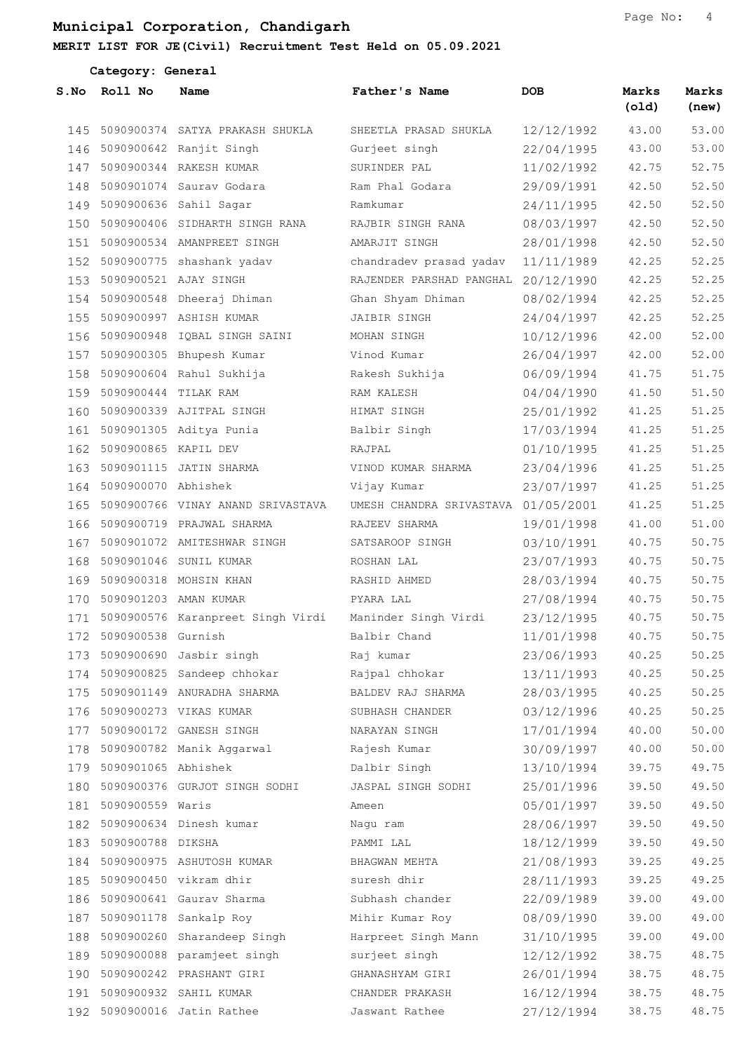# Municipal Corporation, Chandigarh

**MERIT LIST FOR JE(Civil) Recruitment Test Held on 05.09.2021**

**Category: General**

| S.No | Roll No | Name | Father's Name | DOB | Marks (old) | Marks (new) |
|---|---|---|---|---|---|---|
| 145 | 5090900374 | SATYA PRAKASH SHUKLA | SHEETLA PRASAD SHUKLA | 12/12/1992 | 43.00 | 53.00 |
| 146 | 5090900642 | Ranjit Singh | Gurjeet singh | 22/04/1995 | 43.00 | 53.00 |
| 147 | 5090900344 | RAKESH KUMAR | SURINDER PAL | 11/02/1992 | 42.75 | 52.75 |
| 148 | 5090901074 | Saurav Godara | Ram Phal Godara | 29/09/1991 | 42.50 | 52.50 |
| 149 | 5090900636 | Sahil Sagar | Ramkumar | 24/11/1995 | 42.50 | 52.50 |
| 150 | 5090900406 | SIDHARTH SINGH RANA | RAJBIR SINGH RANA | 08/03/1997 | 42.50 | 52.50 |
| 151 | 5090900534 | AMANPREET SINGH | AMARJIT SINGH | 28/01/1998 | 42.50 | 52.50 |
| 152 | 5090900775 | shashank yadav | chandradev prasad yadav | 11/11/1989 | 42.25 | 52.25 |
| 153 | 5090900521 | AJAY SINGH | RAJENDER PARSHAD PANGHAL | 20/12/1990 | 42.25 | 52.25 |
| 154 | 5090900548 | Dheeraj Dhiman | Ghan Shyam Dhiman | 08/02/1994 | 42.25 | 52.25 |
| 155 | 5090900997 | ASHISH KUMAR | JAIBIR SINGH | 24/04/1997 | 42.25 | 52.25 |
| 156 | 5090900948 | IQBAL SINGH SAINI | MOHAN SINGH | 10/12/1996 | 42.00 | 52.00 |
| 157 | 5090900305 | Bhupesh Kumar | Vinod Kumar | 26/04/1997 | 42.00 | 52.00 |
| 158 | 5090900604 | Rahul Sukhija | Rakesh Sukhija | 06/09/1994 | 41.75 | 51.75 |
| 159 | 5090900444 | TILAK RAM | RAM KALESH | 04/04/1990 | 41.50 | 51.50 |
| 160 | 5090900339 | AJITPAL SINGH | HIMAT SINGH | 25/01/1992 | 41.25 | 51.25 |
| 161 | 5090901305 | Aditya Punia | Balbir Singh | 17/03/1994 | 41.25 | 51.25 |
| 162 | 5090900865 | KAPIL DEV | RAJPAL | 01/10/1995 | 41.25 | 51.25 |
| 163 | 5090901115 | JATIN SHARMA | VINOD KUMAR SHARMA | 23/04/1996 | 41.25 | 51.25 |
| 164 | 5090900070 | Abhishek | Vijay Kumar | 23/07/1997 | 41.25 | 51.25 |
| 165 | 5090900766 | VINAY ANAND SRIVASTAVA | UMESH CHANDRA SRIVASTAVA | 01/05/2001 | 41.25 | 51.25 |
| 166 | 5090900719 | PRAJWAL SHARMA | RAJEEV SHARMA | 19/01/1998 | 41.00 | 51.00 |
| 167 | 5090901072 | AMITESHWAR SINGH | SATSAROOP SINGH | 03/10/1991 | 40.75 | 50.75 |
| 168 | 5090901046 | SUNIL KUMAR | ROSHAN LAL | 23/07/1993 | 40.75 | 50.75 |
| 169 | 5090900318 | MOHSIN KHAN | RASHID AHMED | 28/03/1994 | 40.75 | 50.75 |
| 170 | 5090901203 | AMAN KUMAR | PYARA LAL | 27/08/1994 | 40.75 | 50.75 |
| 171 | 5090900576 | Karanpreet Singh Virdi | Maninder Singh Virdi | 23/12/1995 | 40.75 | 50.75 |
| 172 | 5090900538 | Gurnish | Balbir Chand | 11/01/1998 | 40.75 | 50.75 |
| 173 | 5090900690 | Jasbir singh | Raj kumar | 23/06/1993 | 40.25 | 50.25 |
| 174 | 5090900825 | Sandeep chhokar | Rajpal chhokar | 13/11/1993 | 40.25 | 50.25 |
| 175 | 5090901149 | ANURADHA SHARMA | BALDEV RAJ SHARMA | 28/03/1995 | 40.25 | 50.25 |
| 176 | 5090900273 | VIKAS KUMAR | SUBHASH CHANDER | 03/12/1996 | 40.25 | 50.25 |
| 177 | 5090900172 | GANESH SINGH | NARAYAN SINGH | 17/01/1994 | 40.00 | 50.00 |
| 178 | 5090900782 | Manik Aggarwal | Rajesh Kumar | 30/09/1997 | 40.00 | 50.00 |
| 179 | 5090901065 | Abhishek | Dalbir Singh | 13/10/1994 | 39.75 | 49.75 |
| 180 | 5090900376 | GURJOT SINGH SODHI | JASPAL SINGH SODHI | 25/01/1996 | 39.50 | 49.50 |
| 181 | 5090900559 | Waris | Ameen | 05/01/1997 | 39.50 | 49.50 |
| 182 | 5090900634 | Dinesh kumar | Nagu ram | 28/06/1997 | 39.50 | 49.50 |
| 183 | 5090900788 | DIKSHA | PAMMI LAL | 18/12/1999 | 39.50 | 49.50 |
| 184 | 5090900975 | ASHUTOSH KUMAR | BHAGWAN MEHTA | 21/08/1993 | 39.25 | 49.25 |
| 185 | 5090900450 | vikram dhir | suresh dhir | 28/11/1993 | 39.25 | 49.25 |
| 186 | 5090900641 | Gaurav Sharma | Subhash chander | 22/09/1989 | 39.00 | 49.00 |
| 187 | 5090901178 | Sankalp Roy | Mihir Kumar Roy | 08/09/1990 | 39.00 | 49.00 |
| 188 | 5090900260 | Sharandeep Singh | Harpreet Singh Mann | 31/10/1995 | 39.00 | 49.00 |
| 189 | 5090900088 | paramjeet singh | surjeet singh | 12/12/1992 | 38.75 | 48.75 |
| 190 | 5090900242 | PRASHANT GIRI | GHANASHYAM GIRI | 26/01/1994 | 38.75 | 48.75 |
| 191 | 5090900932 | SAHIL KUMAR | CHANDER PRAKASH | 16/12/1994 | 38.75 | 48.75 |
| 192 | 5090900016 | Jatin Rathee | Jaswant Rathee | 27/12/1994 | 38.75 | 48.75 |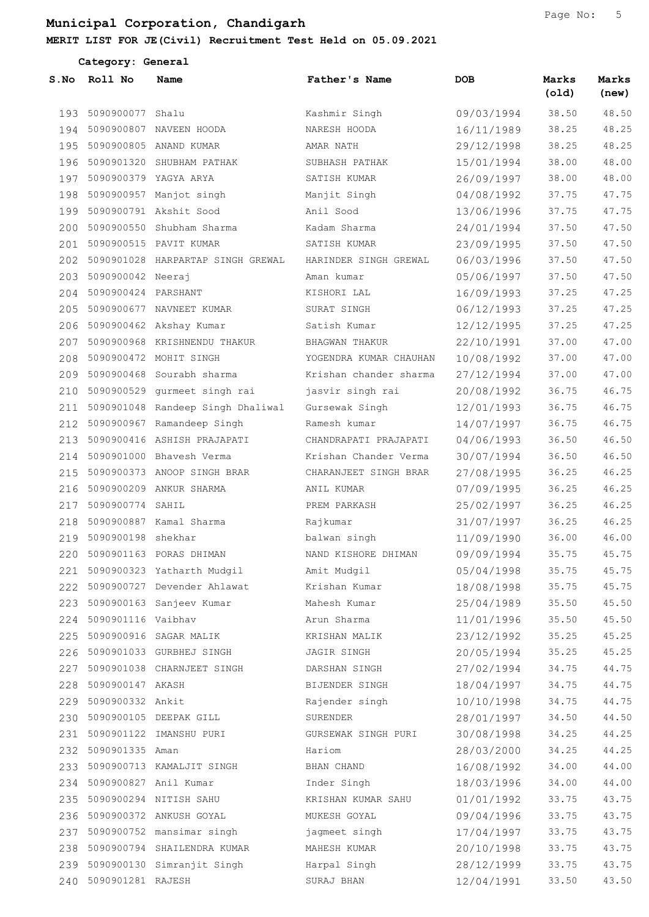# Municipal Corporation, Chandigarh

**MERIT LIST FOR JE(Civil) Recruitment Test Held on 05.09.2021**

**Category: General**

| S.No | Roll No | Name | Father's Name | DOB | Marks (old) | Marks (new) |
|---|---|---|---|---|---|---|
| 193 | 5090900077 | Shalu | Kashmir Singh | 09/03/1994 | 38.50 | 48.50 |
| 194 | 5090900807 | NAVEEN HOODA | NARESH HOODA | 16/11/1989 | 38.25 | 48.25 |
| 195 | 5090900805 | ANAND KUMAR | AMAR NATH | 29/12/1998 | 38.25 | 48.25 |
| 196 | 5090901320 | SHUBHAM PATHAK | SUBHASH PATHAK | 15/01/1994 | 38.00 | 48.00 |
| 197 | 5090900379 | YAGYA ARYA | SATISH KUMAR | 26/09/1997 | 38.00 | 48.00 |
| 198 | 5090900957 | Manjot singh | Manjit Singh | 04/08/1992 | 37.75 | 47.75 |
| 199 | 5090900791 | Akshit Sood | Anil Sood | 13/06/1996 | 37.75 | 47.75 |
| 200 | 5090900550 | Shubham Sharma | Kadam Sharma | 24/01/1994 | 37.50 | 47.50 |
| 201 | 5090900515 | PAVIT KUMAR | SATISH KUMAR | 23/09/1995 | 37.50 | 47.50 |
| 202 | 5090901028 | HARPARTAP SINGH GREWAL | HARINDER SINGH GREWAL | 06/03/1996 | 37.50 | 47.50 |
| 203 | 5090900042 | Neeraj | Aman kumar | 05/06/1997 | 37.50 | 47.50 |
| 204 | 5090900424 | PARSHANT | KISHORI LAL | 16/09/1993 | 37.25 | 47.25 |
| 205 | 5090900677 | NAVNEET KUMAR | SURAT SINGH | 06/12/1993 | 37.25 | 47.25 |
| 206 | 5090900462 | Akshay Kumar | Satish Kumar | 12/12/1995 | 37.25 | 47.25 |
| 207 | 5090900968 | KRISHNENDU THAKUR | BHAGWAN THAKUR | 22/10/1991 | 37.00 | 47.00 |
| 208 | 5090900472 | MOHIT SINGH | YOGENDRA KUMAR CHAUHAN | 10/08/1992 | 37.00 | 47.00 |
| 209 | 5090900468 | Sourabh sharma | Krishan chander sharma | 27/12/1994 | 37.00 | 47.00 |
| 210 | 5090900529 | gurmeet singh rai | jasvir singh rai | 20/08/1992 | 36.75 | 46.75 |
| 211 | 5090901048 | Randeep Singh Dhaliwal | Gursewak Singh | 12/01/1993 | 36.75 | 46.75 |
| 212 | 5090900967 | Ramandeep Singh | Ramesh kumar | 14/07/1997 | 36.75 | 46.75 |
| 213 | 5090900416 | ASHISH PRAJAPATI | CHANDRAPATI PRAJAPATI | 04/06/1993 | 36.50 | 46.50 |
| 214 | 5090901000 | Bhavesh Verma | Krishan Chander Verma | 30/07/1994 | 36.50 | 46.50 |
| 215 | 5090900373 | ANOOP SINGH BRAR | CHARANJEET SINGH BRAR | 27/08/1995 | 36.25 | 46.25 |
| 216 | 5090900209 | ANKUR SHARMA | ANIL KUMAR | 07/09/1995 | 36.25 | 46.25 |
| 217 | 5090900774 | SAHIL | PREM PARKASH | 25/02/1997 | 36.25 | 46.25 |
| 218 | 5090900887 | Kamal Sharma | Rajkumar | 31/07/1997 | 36.25 | 46.25 |
| 219 | 5090900198 | shekhar | balwan singh | 11/09/1990 | 36.00 | 46.00 |
| 220 | 5090901163 | PORAS DHIMAN | NAND KISHORE DHIMAN | 09/09/1994 | 35.75 | 45.75 |
| 221 | 5090900323 | Yatharth Mudgil | Amit Mudgil | 05/04/1998 | 35.75 | 45.75 |
| 222 | 5090900727 | Devender Ahlawat | Krishan Kumar | 18/08/1998 | 35.75 | 45.75 |
| 223 | 5090900163 | Sanjeev Kumar | Mahesh Kumar | 25/04/1989 | 35.50 | 45.50 |
| 224 | 5090901116 | Vaibhav | Arun Sharma | 11/01/1996 | 35.50 | 45.50 |
| 225 | 5090900916 | SAGAR MALIK | KRISHAN MALIK | 23/12/1992 | 35.25 | 45.25 |
| 226 | 5090901033 | GURBHEJ SINGH | JAGIR SINGH | 20/05/1994 | 35.25 | 45.25 |
| 227 | 5090901038 | CHARNJEET SINGH | DARSHAN SINGH | 27/02/1994 | 34.75 | 44.75 |
| 228 | 5090900147 | AKASH | BIJENDER SINGH | 18/04/1997 | 34.75 | 44.75 |
| 229 | 5090900332 | Ankit | Rajender singh | 10/10/1998 | 34.75 | 44.75 |
| 230 | 5090900105 | DEEPAK GILL | SURENDER | 28/01/1997 | 34.50 | 44.50 |
| 231 | 5090901122 | IMANSHU PURI | GURSEWAK SINGH PURI | 30/08/1998 | 34.25 | 44.25 |
| 232 | 5090901335 | Aman | Hariom | 28/03/2000 | 34.25 | 44.25 |
| 233 | 5090900713 | KAMALJIT SINGH | BHAN CHAND | 16/08/1992 | 34.00 | 44.00 |
| 234 | 5090900827 | Anil Kumar | Inder Singh | 18/03/1996 | 34.00 | 44.00 |
| 235 | 5090900294 | NITISH SAHU | KRISHAN KUMAR SAHU | 01/01/1992 | 33.75 | 43.75 |
| 236 | 5090900372 | ANKUSH GOYAL | MUKESH GOYAL | 09/04/1996 | 33.75 | 43.75 |
| 237 | 5090900752 | mansimar singh | jagmeet singh | 17/04/1997 | 33.75 | 43.75 |
| 238 | 5090900794 | SHAILENDRA KUMAR | MAHESH KUMAR | 20/10/1998 | 33.75 | 43.75 |
| 239 | 5090900130 | Simranjit Singh | Harpal Singh | 28/12/1999 | 33.75 | 43.75 |
| 240 | 5090901281 | RAJESH | SURAJ BHAN | 12/04/1991 | 33.50 | 43.50 |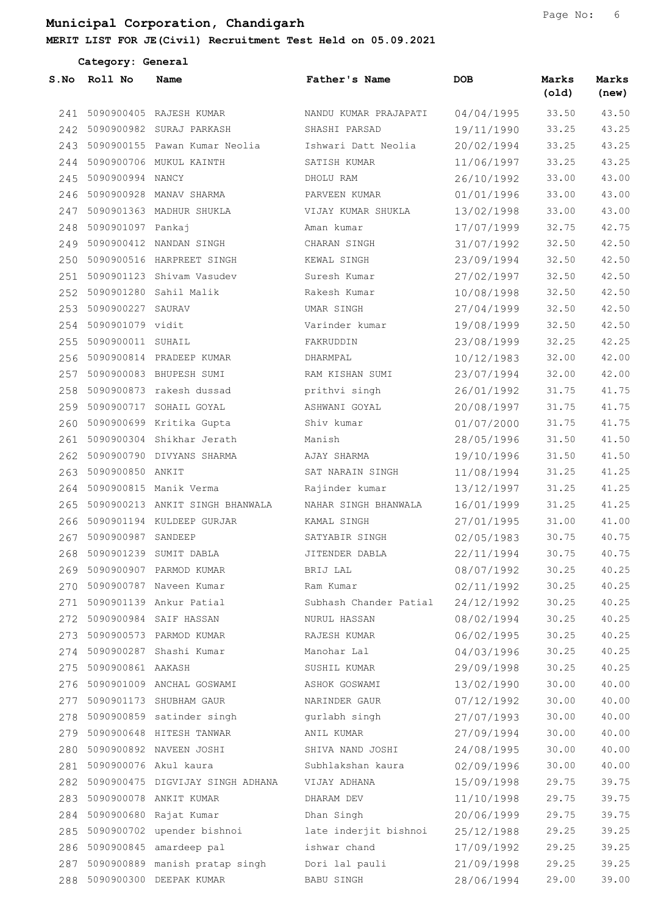# Municipal Corporation, Chandigarh

**MERIT LIST FOR JE(Civil) Recruitment Test Held on 05.09.2021**

**Category: General**

| S.No | Roll No | Name | Father's Name | DOB | Marks (old) | Marks (new) |
|---|---|---|---|---|---|---|
| 241 | 5090900405 | RAJESH KUMAR | NANDU KUMAR PRAJAPATI | 04/04/1995 | 33.50 | 43.50 |
| 242 | 5090900982 | SURAJ PARKASH | SHASHI PARSAD | 19/11/1990 | 33.25 | 43.25 |
| 243 | 5090900155 | Pawan Kumar Neolia | Ishwari Datt Neolia | 20/02/1994 | 33.25 | 43.25 |
| 244 | 5090900706 | MUKUL KAINTH | SATISH KUMAR | 11/06/1997 | 33.25 | 43.25 |
| 245 | 5090900994 | NANCY | DHOLU RAM | 26/10/1992 | 33.00 | 43.00 |
| 246 | 5090900928 | MANAV SHARMA | PARVEEN KUMAR | 01/01/1996 | 33.00 | 43.00 |
| 247 | 5090901363 | MADHUR SHUKLA | VIJAY KUMAR SHUKLA | 13/02/1998 | 33.00 | 43.00 |
| 248 | 5090901097 | Pankaj | Aman kumar | 17/07/1999 | 32.75 | 42.75 |
| 249 | 5090900412 | NANDAN SINGH | CHARAN SINGH | 31/07/1992 | 32.50 | 42.50 |
| 250 | 5090900516 | HARPREET SINGH | KEWAL SINGH | 23/09/1994 | 32.50 | 42.50 |
| 251 | 5090901123 | Shivam Vasudev | Suresh Kumar | 27/02/1997 | 32.50 | 42.50 |
| 252 | 5090901280 | Sahil Malik | Rakesh Kumar | 10/08/1998 | 32.50 | 42.50 |
| 253 | 5090900227 | SAURAV | UMAR SINGH | 27/04/1999 | 32.50 | 42.50 |
| 254 | 5090901079 | vidit | Varinder kumar | 19/08/1999 | 32.50 | 42.50 |
| 255 | 5090900011 | SUHAIL | FAKRUDDIN | 23/08/1999 | 32.25 | 42.25 |
| 256 | 5090900814 | PRADEEP KUMAR | DHARMPAL | 10/12/1983 | 32.00 | 42.00 |
| 257 | 5090900083 | BHUPESH SUMI | RAM KISHAN SUMI | 23/07/1994 | 32.00 | 42.00 |
| 258 | 5090900873 | rakesh dussad | prithvi singh | 26/01/1992 | 31.75 | 41.75 |
| 259 | 5090900717 | SOHAIL GOYAL | ASHWANI GOYAL | 20/08/1997 | 31.75 | 41.75 |
| 260 | 5090900699 | Kritika Gupta | Shiv kumar | 01/07/2000 | 31.75 | 41.75 |
| 261 | 5090900304 | Shikhar Jerath | Manish | 28/05/1996 | 31.50 | 41.50 |
| 262 | 5090900790 | DIVYANS SHARMA | AJAY SHARMA | 19/10/1996 | 31.50 | 41.50 |
| 263 | 5090900850 | ANKIT | SAT NARAIN SINGH | 11/08/1994 | 31.25 | 41.25 |
| 264 | 5090900815 | Manik Verma | Rajinder kumar | 13/12/1997 | 31.25 | 41.25 |
| 265 | 5090900213 | ANKIT SINGH BHANWALA | NAHAR SINGH BHANWALA | 16/01/1999 | 31.25 | 41.25 |
| 266 | 5090901194 | KULDEEP GURJAR | KAMAL SINGH | 27/01/1995 | 31.00 | 41.00 |
| 267 | 5090900987 | SANDEEP | SATYABIR SINGH | 02/05/1983 | 30.75 | 40.75 |
| 268 | 5090901239 | SUMIT DABLA | JITENDER DABLA | 22/11/1994 | 30.75 | 40.75 |
| 269 | 5090900907 | PARMOD KUMAR | BRIJ LAL | 08/07/1992 | 30.25 | 40.25 |
| 270 | 5090900787 | Naveen Kumar | Ram Kumar | 02/11/1992 | 30.25 | 40.25 |
| 271 | 5090901139 | Ankur Patial | Subhash Chander Patial | 24/12/1992 | 30.25 | 40.25 |
| 272 | 5090900984 | SAIF HASSAN | NURUL HASSAN | 08/02/1994 | 30.25 | 40.25 |
| 273 | 5090900573 | PARMOD KUMAR | RAJESH KUMAR | 06/02/1995 | 30.25 | 40.25 |
| 274 | 5090900287 | Shashi Kumar | Manohar Lal | 04/03/1996 | 30.25 | 40.25 |
| 275 | 5090900861 | AAKASH | SUSHIL KUMAR | 29/09/1998 | 30.25 | 40.25 |
| 276 | 5090901009 | ANCHAL GOSWAMI | ASHOK GOSWAMI | 13/02/1990 | 30.00 | 40.00 |
| 277 | 5090901173 | SHUBHAM GAUR | NARINDER GAUR | 07/12/1992 | 30.00 | 40.00 |
| 278 | 5090900859 | satinder singh | gurlabh singh | 27/07/1993 | 30.00 | 40.00 |
| 279 | 5090900648 | HITESH TANWAR | ANIL KUMAR | 27/09/1994 | 30.00 | 40.00 |
| 280 | 5090900892 | NAVEEN JOSHI | SHIVA NAND JOSHI | 24/08/1995 | 30.00 | 40.00 |
| 281 | 5090900076 | Akul kaura | Subhlakshan kaura | 02/09/1996 | 30.00 | 40.00 |
| 282 | 5090900475 | DIGVIJAY SINGH ADHANA | VIJAY ADHANA | 15/09/1998 | 29.75 | 39.75 |
| 283 | 5090900078 | ANKIT KUMAR | DHARAM DEV | 11/10/1998 | 29.75 | 39.75 |
| 284 | 5090900680 | Rajat Kumar | Dhan Singh | 20/06/1999 | 29.75 | 39.75 |
| 285 | 5090900702 | upender bishnoi | late inderjit bishnoi | 25/12/1988 | 29.25 | 39.25 |
| 286 | 5090900845 | amardeep pal | ishwar chand | 17/09/1992 | 29.25 | 39.25 |
| 287 | 5090900889 | manish pratap singh | Dori lal pauli | 21/09/1998 | 29.25 | 39.25 |
| 288 | 5090900300 | DEEPAK KUMAR | BABU SINGH | 28/06/1994 | 29.00 | 39.00 |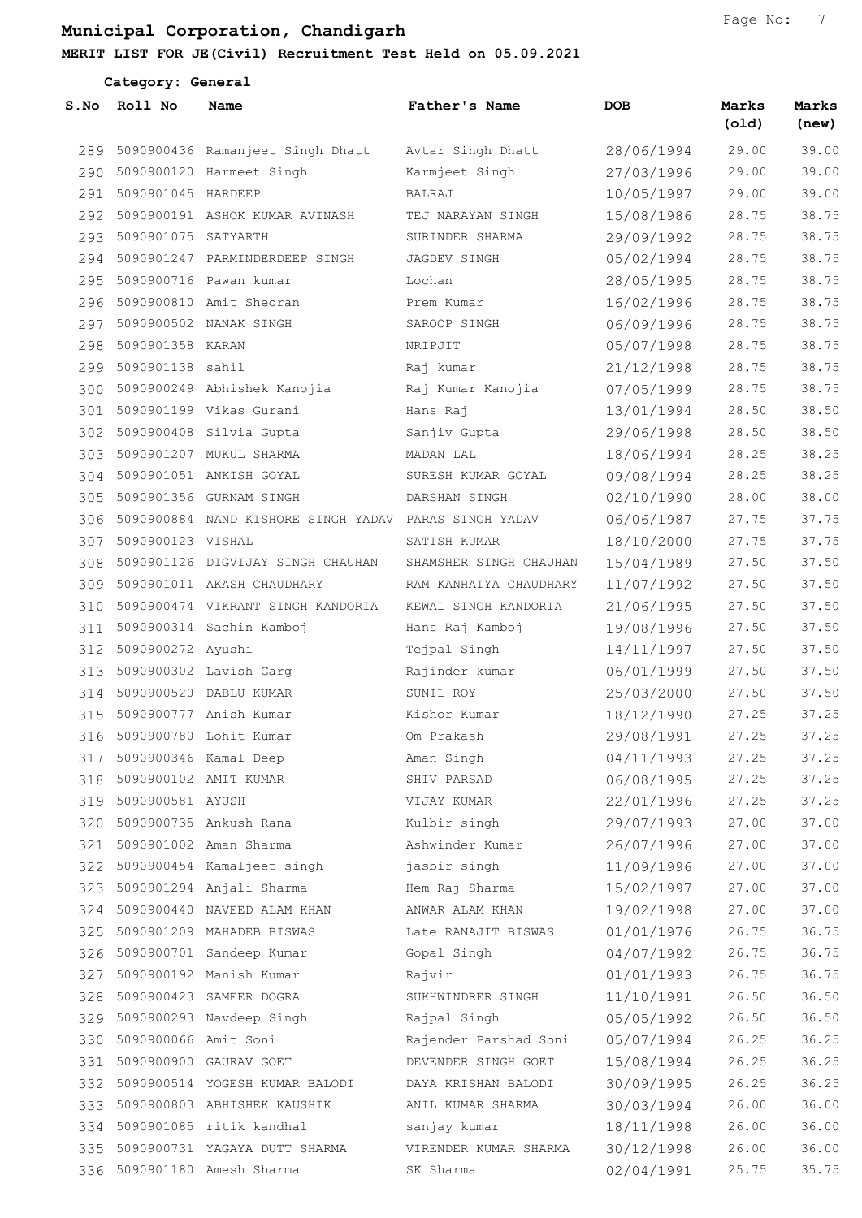## Municipal Corporation, Chandigarh

**MERIT LIST FOR JE(Civil) Recruitment Test Held on 05.09.2021**

**Category: General**

| S.No | Roll No | Name | Father's Name | DOB | Marks (old) | Marks (new) |
|---|---|---|---|---|---|---|
| 289 | 5090900436 | Ramanjeet Singh Dhatt | Avtar Singh Dhatt | 28/06/1994 | 29.00 | 39.00 |
| 290 | 5090900120 | Harmeet Singh | Karmjeet Singh | 27/03/1996 | 29.00 | 39.00 |
| 291 | 5090901045 | HARDEEP | BALRAJ | 10/05/1997 | 29.00 | 39.00 |
| 292 | 5090900191 | ASHOK KUMAR AVINASH | TEJ NARAYAN SINGH | 15/08/1986 | 28.75 | 38.75 |
| 293 | 5090901075 | SATYARTH | SURINDER SHARMA | 29/09/1992 | 28.75 | 38.75 |
| 294 | 5090901247 | PARMINDERDEEP SINGH | JAGDEV SINGH | 05/02/1994 | 28.75 | 38.75 |
| 295 | 5090900716 | Pawan kumar | Lochan | 28/05/1995 | 28.75 | 38.75 |
| 296 | 5090900810 | Amit Sheoran | Prem Kumar | 16/02/1996 | 28.75 | 38.75 |
| 297 | 5090900502 | NANAK SINGH | SAROOP SINGH | 06/09/1996 | 28.75 | 38.75 |
| 298 | 5090901358 | KARAN | NRIPJIT | 05/07/1998 | 28.75 | 38.75 |
| 299 | 5090901138 | sahil | Raj kumar | 21/12/1998 | 28.75 | 38.75 |
| 300 | 5090900249 | Abhishek Kanojia | Raj Kumar Kanojia | 07/05/1999 | 28.75 | 38.75 |
| 301 | 5090901199 | Vikas Gurani | Hans Raj | 13/01/1994 | 28.50 | 38.50 |
| 302 | 5090900408 | Silvia Gupta | Sanjiv Gupta | 29/06/1998 | 28.50 | 38.50 |
| 303 | 5090901207 | MUKUL SHARMA | MADAN LAL | 18/06/1994 | 28.25 | 38.25 |
| 304 | 5090901051 | ANKISH GOYAL | SURESH KUMAR GOYAL | 09/08/1994 | 28.25 | 38.25 |
| 305 | 5090901356 | GURNAM SINGH | DARSHAN SINGH | 02/10/1990 | 28.00 | 38.00 |
| 306 | 5090900884 | NAND KISHORE SINGH YADAV | PARAS SINGH YADAV | 06/06/1987 | 27.75 | 37.75 |
| 307 | 5090900123 | VISHAL | SATISH KUMAR | 18/10/2000 | 27.75 | 37.75 |
| 308 | 5090901126 | DIGVIJAY SINGH CHAUHAN | SHAMSHER SINGH CHAUHAN | 15/04/1989 | 27.50 | 37.50 |
| 309 | 5090901011 | AKASH CHAUDHARY | RAM KANHAIYA CHAUDHARY | 11/07/1992 | 27.50 | 37.50 |
| 310 | 5090900474 | VIKRANT SINGH KANDORIA | KEWAL SINGH KANDORIA | 21/06/1995 | 27.50 | 37.50 |
| 311 | 5090900314 | Sachin Kamboj | Hans Raj Kamboj | 19/08/1996 | 27.50 | 37.50 |
| 312 | 5090900272 | Ayushi | Tejpal Singh | 14/11/1997 | 27.50 | 37.50 |
| 313 | 5090900302 | Lavish Garg | Rajinder kumar | 06/01/1999 | 27.50 | 37.50 |
| 314 | 5090900520 | DABLU KUMAR | SUNIL ROY | 25/03/2000 | 27.50 | 37.50 |
| 315 | 5090900777 | Anish Kumar | Kishor Kumar | 18/12/1990 | 27.25 | 37.25 |
| 316 | 5090900780 | Lohit Kumar | Om Prakash | 29/08/1991 | 27.25 | 37.25 |
| 317 | 5090900346 | Kamal Deep | Aman Singh | 04/11/1993 | 27.25 | 37.25 |
| 318 | 5090900102 | AMIT KUMAR | SHIV PARSAD | 06/08/1995 | 27.25 | 37.25 |
| 319 | 5090900581 | AYUSH | VIJAY KUMAR | 22/01/1996 | 27.25 | 37.25 |
| 320 | 5090900735 | Ankush Rana | Kulbir singh | 29/07/1993 | 27.00 | 37.00 |
| 321 | 5090901002 | Aman Sharma | Ashwinder Kumar | 26/07/1996 | 27.00 | 37.00 |
| 322 | 5090900454 | Kamaljeet singh | jasbir singh | 11/09/1996 | 27.00 | 37.00 |
| 323 | 5090901294 | Anjali Sharma | Hem Raj Sharma | 15/02/1997 | 27.00 | 37.00 |
| 324 | 5090900440 | NAVEED ALAM KHAN | ANWAR ALAM KHAN | 19/02/1998 | 27.00 | 37.00 |
| 325 | 5090901209 | MAHADEB BISWAS | Late RANAJIT BISWAS | 01/01/1976 | 26.75 | 36.75 |
| 326 | 5090900701 | Sandeep Kumar | Gopal Singh | 04/07/1992 | 26.75 | 36.75 |
| 327 | 5090900192 | Manish Kumar | Rajvir | 01/01/1993 | 26.75 | 36.75 |
| 328 | 5090900423 | SAMEER DOGRA | SUKHWINDRER SINGH | 11/10/1991 | 26.50 | 36.50 |
| 329 | 5090900293 | Navdeep Singh | Rajpal Singh | 05/05/1992 | 26.50 | 36.50 |
| 330 | 5090900066 | Amit Soni | Rajender Parshad Soni | 05/07/1994 | 26.25 | 36.25 |
| 331 | 5090900900 | GAURAV GOET | DEVENDER SINGH GOET | 15/08/1994 | 26.25 | 36.25 |
| 332 | 5090900514 | YOGESH KUMAR BALODI | DAYA KRISHAN BALODI | 30/09/1995 | 26.25 | 36.25 |
| 333 | 5090900803 | ABHISHEK KAUSHIK | ANIL KUMAR SHARMA | 30/03/1994 | 26.00 | 36.00 |
| 334 | 5090901085 | ritik kandhal | sanjay kumar | 18/11/1998 | 26.00 | 36.00 |
| 335 | 5090900731 | YAGAYA DUTT SHARMA | VIRENDER KUMAR SHARMA | 30/12/1998 | 26.00 | 36.00 |
| 336 | 5090901180 | Amesh Sharma | SK Sharma | 02/04/1991 | 25.75 | 35.75 |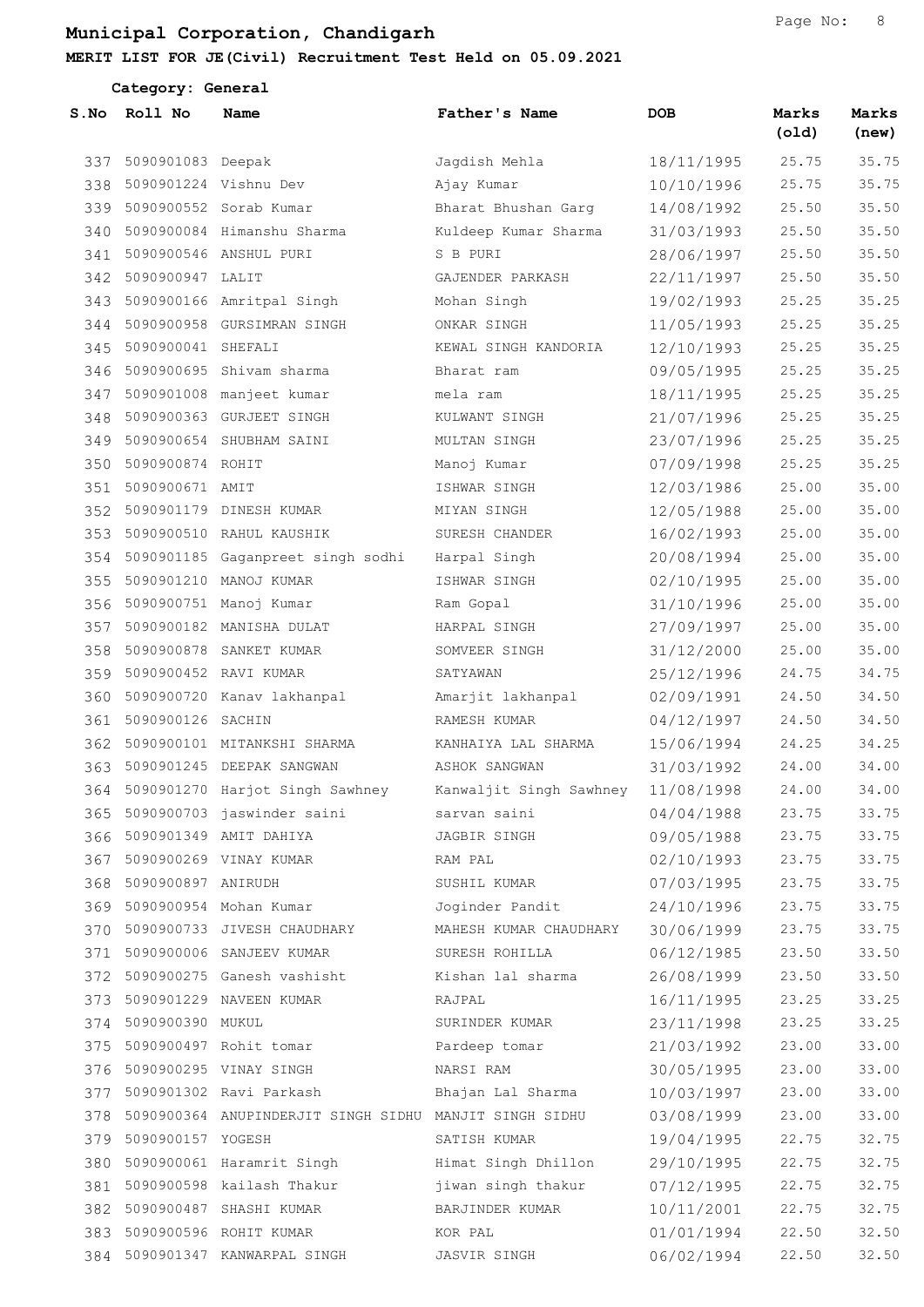# Municipal Corporation, Chandigarh

**MERIT LIST FOR JE(Civil) Recruitment Test Held on 05.09.2021**

**Category: General**

| S.No | Roll No | Name | Father's Name | DOB | Marks (old) | Marks (new) |
|---|---|---|---|---|---|---|
| 337 | 5090901083 | Deepak | Jagdish Mehla | 18/11/1995 | 25.75 | 35.75 |
| 338 | 5090901224 | Vishnu Dev | Ajay Kumar | 10/10/1996 | 25.75 | 35.75 |
| 339 | 5090900552 | Sorab Kumar | Bharat Bhushan Garg | 14/08/1992 | 25.50 | 35.50 |
| 340 | 5090900084 | Himanshu Sharma | Kuldeep Kumar Sharma | 31/03/1993 | 25.50 | 35.50 |
| 341 | 5090900546 | ANSHUL PURI | S B PURI | 28/06/1997 | 25.50 | 35.50 |
| 342 | 5090900947 | LALIT | GAJENDER PARKASH | 22/11/1997 | 25.50 | 35.50 |
| 343 | 5090900166 | Amritpal Singh | Mohan Singh | 19/02/1993 | 25.25 | 35.25 |
| 344 | 5090900958 | GURSIMRAN SINGH | ONKAR SINGH | 11/05/1993 | 25.25 | 35.25 |
| 345 | 5090900041 | SHEFALI | KEWAL SINGH KANDORIA | 12/10/1993 | 25.25 | 35.25 |
| 346 | 5090900695 | Shivam sharma | Bharat ram | 09/05/1995 | 25.25 | 35.25 |
| 347 | 5090901008 | manjeet kumar | mela ram | 18/11/1995 | 25.25 | 35.25 |
| 348 | 5090900363 | GURJEET SINGH | KULWANT SINGH | 21/07/1996 | 25.25 | 35.25 |
| 349 | 5090900654 | SHUBHAM SAINI | MULTAN SINGH | 23/07/1996 | 25.25 | 35.25 |
| 350 | 5090900874 | ROHIT | Manoj Kumar | 07/09/1998 | 25.25 | 35.25 |
| 351 | 5090900671 | AMIT | ISHWAR SINGH | 12/03/1986 | 25.00 | 35.00 |
| 352 | 5090901179 | DINESH KUMAR | MIYAN SINGH | 12/05/1988 | 25.00 | 35.00 |
| 353 | 5090900510 | RAHUL KAUSHIK | SURESH CHANDER | 16/02/1993 | 25.00 | 35.00 |
| 354 | 5090901185 | Gaganpreet singh sodhi | Harpal Singh | 20/08/1994 | 25.00 | 35.00 |
| 355 | 5090901210 | MANOJ KUMAR | ISHWAR SINGH | 02/10/1995 | 25.00 | 35.00 |
| 356 | 5090900751 | Manoj Kumar | Ram Gopal | 31/10/1996 | 25.00 | 35.00 |
| 357 | 5090900182 | MANISHA DULAT | HARPAL SINGH | 27/09/1997 | 25.00 | 35.00 |
| 358 | 5090900878 | SANKET KUMAR | SOMVEER SINGH | 31/12/2000 | 25.00 | 35.00 |
| 359 | 5090900452 | RAVI KUMAR | SATYAWAN | 25/12/1996 | 24.75 | 34.75 |
| 360 | 5090900720 | Kanav lakhanpal | Amarjit lakhanpal | 02/09/1991 | 24.50 | 34.50 |
| 361 | 5090900126 | SACHIN | RAMESH KUMAR | 04/12/1997 | 24.50 | 34.50 |
| 362 | 5090900101 | MITANKSHI SHARMA | KANHAIYA LAL SHARMA | 15/06/1994 | 24.25 | 34.25 |
| 363 | 5090901245 | DEEPAK SANGWAN | ASHOK SANGWAN | 31/03/1992 | 24.00 | 34.00 |
| 364 | 5090901270 | Harjot Singh Sawhney | Kanwaljit Singh Sawhney | 11/08/1998 | 24.00 | 34.00 |
| 365 | 5090900703 | jaswinder saini | sarvan saini | 04/04/1988 | 23.75 | 33.75 |
| 366 | 5090901349 | AMIT DAHIYA | JAGBIR SINGH | 09/05/1988 | 23.75 | 33.75 |
| 367 | 5090900269 | VINAY KUMAR | RAM PAL | 02/10/1993 | 23.75 | 33.75 |
| 368 | 5090900897 | ANIRUDH | SUSHIL KUMAR | 07/03/1995 | 23.75 | 33.75 |
| 369 | 5090900954 | Mohan Kumar | Joginder Pandit | 24/10/1996 | 23.75 | 33.75 |
| 370 | 5090900733 | JIVESH CHAUDHARY | MAHESH KUMAR CHAUDHARY | 30/06/1999 | 23.75 | 33.75 |
| 371 | 5090900006 | SANJEEV KUMAR | SURESH ROHILLA | 06/12/1985 | 23.50 | 33.50 |
| 372 | 5090900275 | Ganesh vashisht | Kishan lal sharma | 26/08/1999 | 23.50 | 33.50 |
| 373 | 5090901229 | NAVEEN KUMAR | RAJPAL | 16/11/1995 | 23.25 | 33.25 |
| 374 | 5090900390 | MUKUL | SURINDER KUMAR | 23/11/1998 | 23.25 | 33.25 |
| 375 | 5090900497 | Rohit tomar | Pardeep tomar | 21/03/1992 | 23.00 | 33.00 |
| 376 | 5090900295 | VINAY SINGH | NARSI RAM | 30/05/1995 | 23.00 | 33.00 |
| 377 | 5090901302 | Ravi Parkash | Bhajan Lal Sharma | 10/03/1997 | 23.00 | 33.00 |
| 378 | 5090900364 | ANUPINDERJIT SINGH SIDHU | MANJIT SINGH SIDHU | 03/08/1999 | 23.00 | 33.00 |
| 379 | 5090900157 | YOGESH | SATISH KUMAR | 19/04/1995 | 22.75 | 32.75 |
| 380 | 5090900061 | Haramrit Singh | Himat Singh Dhillon | 29/10/1995 | 22.75 | 32.75 |
| 381 | 5090900598 | kailash Thakur | jiwan singh thakur | 07/12/1995 | 22.75 | 32.75 |
| 382 | 5090900487 | SHASHI KUMAR | BARJINDER KUMAR | 10/11/2001 | 22.75 | 32.75 |
| 383 | 5090900596 | ROHIT KUMAR | KOR PAL | 01/01/1994 | 22.50 | 32.50 |
| 384 | 5090901347 | KANWARPAL SINGH | JASVIR SINGH | 06/02/1994 | 22.50 | 32.50 |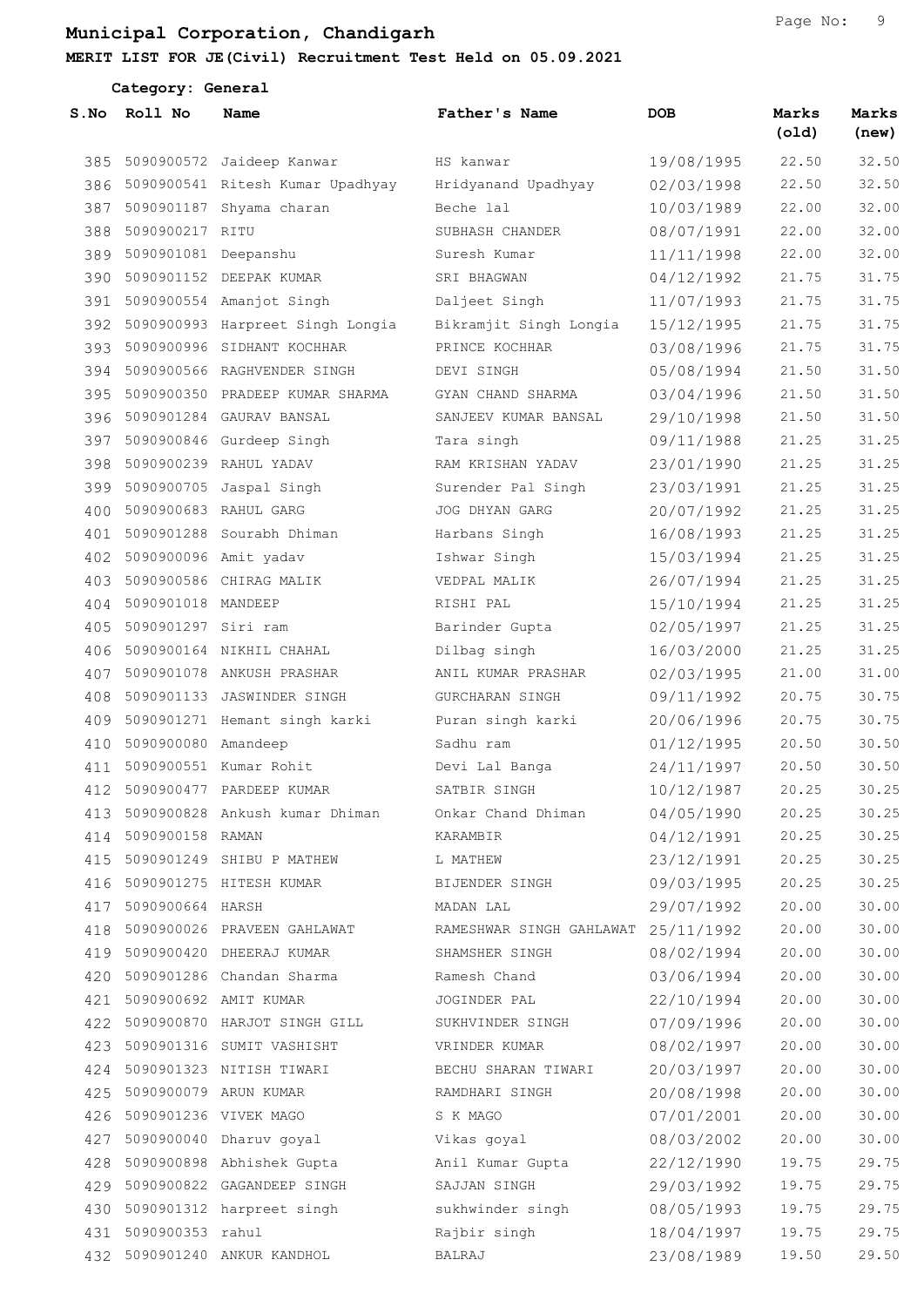## Municipal Corporation, Chandigarh

**MERIT LIST FOR JE(Civil) Recruitment Test Held on 05.09.2021**

**Category: General**

| S.No | Roll No | Name | Father's Name | DOB | Marks (old) | Marks (new) |
|---|---|---|---|---|---|---|
| 385 | 5090900572 | Jaideep Kanwar | HS kanwar | 19/08/1995 | 22.50 | 32.50 |
| 386 | 5090900541 | Ritesh Kumar Upadhyay | Hridyanand Upadhyay | 02/03/1998 | 22.50 | 32.50 |
| 387 | 5090901187 | Shyama charan | Beche lal | 10/03/1989 | 22.00 | 32.00 |
| 388 | 5090900217 | RITU | SUBHASH CHANDER | 08/07/1991 | 22.00 | 32.00 |
| 389 | 5090901081 | Deepanshu | Suresh Kumar | 11/11/1998 | 22.00 | 32.00 |
| 390 | 5090901152 | DEEPAK KUMAR | SRI BHAGWAN | 04/12/1992 | 21.75 | 31.75 |
| 391 | 5090900554 | Amanjot Singh | Daljeet Singh | 11/07/1993 | 21.75 | 31.75 |
| 392 | 5090900993 | Harpreet Singh Longia | Bikramjit Singh Longia | 15/12/1995 | 21.75 | 31.75 |
| 393 | 5090900996 | SIDHANT KOCHHAR | PRINCE KOCHHAR | 03/08/1996 | 21.75 | 31.75 |
| 394 | 5090900566 | RAGHVENDER SINGH | DEVI SINGH | 05/08/1994 | 21.50 | 31.50 |
| 395 | 5090900350 | PRADEEP KUMAR SHARMA | GYAN CHAND SHARMA | 03/04/1996 | 21.50 | 31.50 |
| 396 | 5090901284 | GAURAV BANSAL | SANJEEV KUMAR BANSAL | 29/10/1998 | 21.50 | 31.50 |
| 397 | 5090900846 | Gurdeep Singh | Tara singh | 09/11/1988 | 21.25 | 31.25 |
| 398 | 5090900239 | RAHUL YADAV | RAM KRISHAN YADAV | 23/01/1990 | 21.25 | 31.25 |
| 399 | 5090900705 | Jaspal Singh | Surender Pal Singh | 23/03/1991 | 21.25 | 31.25 |
| 400 | 5090900683 | RAHUL GARG | JOG DHYAN GARG | 20/07/1992 | 21.25 | 31.25 |
| 401 | 5090901288 | Sourabh Dhiman | Harbans Singh | 16/08/1993 | 21.25 | 31.25 |
| 402 | 5090900096 | Amit yadav | Ishwar Singh | 15/03/1994 | 21.25 | 31.25 |
| 403 | 5090900586 | CHIRAG MALIK | VEDPAL MALIK | 26/07/1994 | 21.25 | 31.25 |
| 404 | 5090901018 | MANDEEP | RISHI PAL | 15/10/1994 | 21.25 | 31.25 |
| 405 | 5090901297 | Siri ram | Barinder Gupta | 02/05/1997 | 21.25 | 31.25 |
| 406 | 5090900164 | NIKHIL CHAHAL | Dilbag singh | 16/03/2000 | 21.25 | 31.25 |
| 407 | 5090901078 | ANKUSH PRASHAR | ANIL KUMAR PRASHAR | 02/03/1995 | 21.00 | 31.00 |
| 408 | 5090901133 | JASWINDER SINGH | GURCHARAN SINGH | 09/11/1992 | 20.75 | 30.75 |
| 409 | 5090901271 | Hemant singh karki | Puran singh karki | 20/06/1996 | 20.75 | 30.75 |
| 410 | 5090900080 | Amandeep | Sadhu ram | 01/12/1995 | 20.50 | 30.50 |
| 411 | 5090900551 | Kumar Rohit | Devi Lal Banga | 24/11/1997 | 20.50 | 30.50 |
| 412 | 5090900477 | PARDEEP KUMAR | SATBIR SINGH | 10/12/1987 | 20.25 | 30.25 |
| 413 | 5090900828 | Ankush kumar Dhiman | Onkar Chand Dhiman | 04/05/1990 | 20.25 | 30.25 |
| 414 | 5090900158 | RAMAN | KARAMBIR | 04/12/1991 | 20.25 | 30.25 |
| 415 | 5090901249 | SHIBU P MATHEW | L MATHEW | 23/12/1991 | 20.25 | 30.25 |
| 416 | 5090901275 | HITESH KUMAR | BIJENDER SINGH | 09/03/1995 | 20.25 | 30.25 |
| 417 | 5090900664 | HARSH | MADAN LAL | 29/07/1992 | 20.00 | 30.00 |
| 418 | 5090900026 | PRAVEEN GAHLAWAT | RAMESHWAR SINGH GAHLAWAT | 25/11/1992 | 20.00 | 30.00 |
| 419 | 5090900420 | DHEERAJ KUMAR | SHAMSHER SINGH | 08/02/1994 | 20.00 | 30.00 |
| 420 | 5090901286 | Chandan Sharma | Ramesh Chand | 03/06/1994 | 20.00 | 30.00 |
| 421 | 5090900692 | AMIT KUMAR | JOGINDER PAL | 22/10/1994 | 20.00 | 30.00 |
| 422 | 5090900870 | HARJOT SINGH GILL | SUKHVINDER SINGH | 07/09/1996 | 20.00 | 30.00 |
| 423 | 5090901316 | SUMIT VASHISHT | VRINDER KUMAR | 08/02/1997 | 20.00 | 30.00 |
| 424 | 5090901323 | NITISH TIWARI | BECHU SHARAN TIWARI | 20/03/1997 | 20.00 | 30.00 |
| 425 | 5090900079 | ARUN KUMAR | RAMDHARI SINGH | 20/08/1998 | 20.00 | 30.00 |
| 426 | 5090901236 | VIVEK MAGO | S K MAGO | 07/01/2001 | 20.00 | 30.00 |
| 427 | 5090900040 | Dharuv goyal | Vikas goyal | 08/03/2002 | 20.00 | 30.00 |
| 428 | 5090900898 | Abhishek Gupta | Anil Kumar Gupta | 22/12/1990 | 19.75 | 29.75 |
| 429 | 5090900822 | GAGANDEEP SINGH | SAJJAN SINGH | 29/03/1992 | 19.75 | 29.75 |
| 430 | 5090901312 | harpreet singh | sukhwinder singh | 08/05/1993 | 19.75 | 29.75 |
| 431 | 5090900353 | rahul | Rajbir singh | 18/04/1997 | 19.75 | 29.75 |
| 432 | 5090901240 | ANKUR KANDHOL | BALRAJ | 23/08/1989 | 19.50 | 29.50 |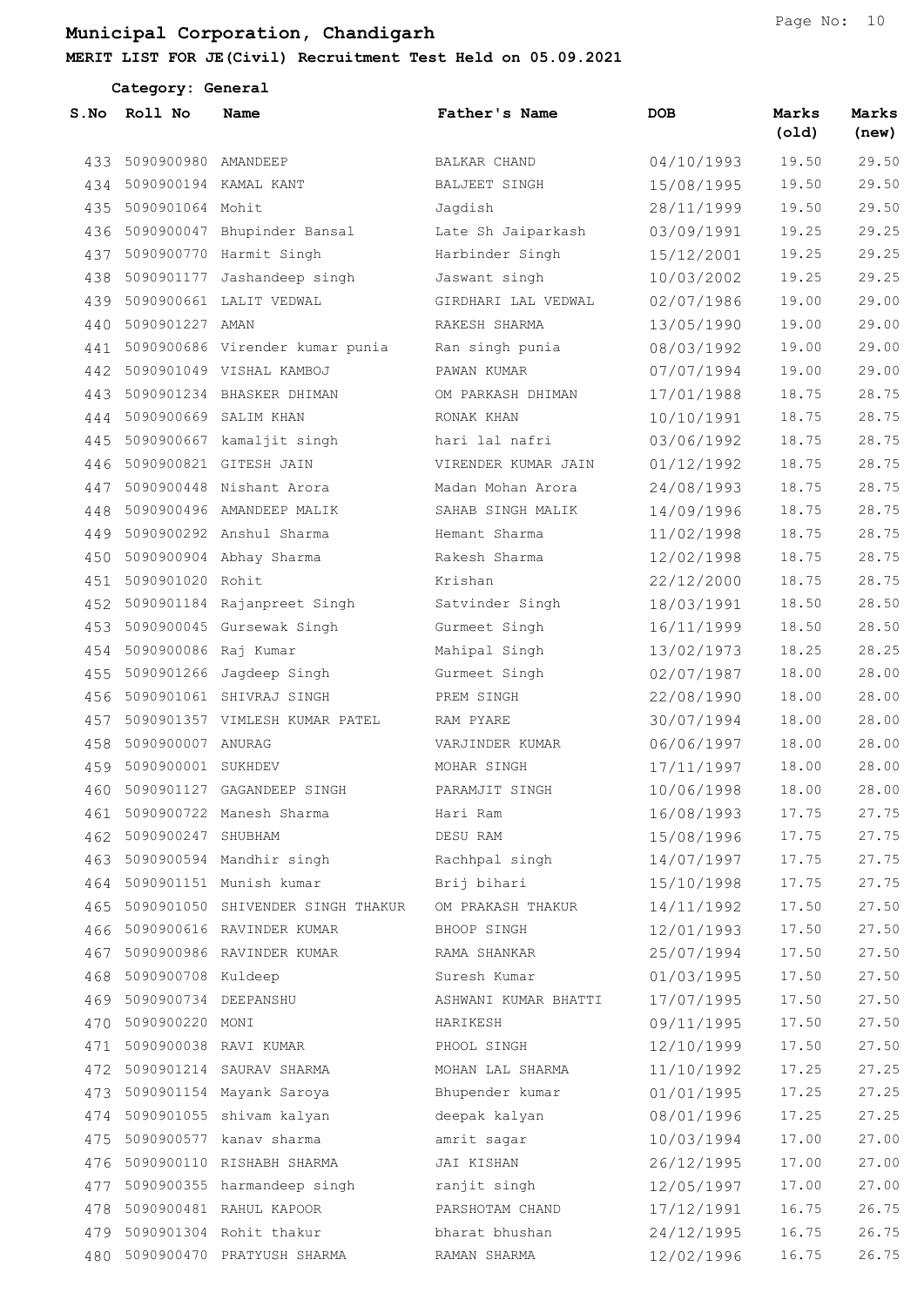# Municipal Corporation, Chandigarh

**MERIT LIST FOR JE(Civil) Recruitment Test Held on 05.09.2021**

**Category: General**

| S.No | Roll No | Name | Father's Name | DOB | Marks (old) | Marks (new) |
|---|---|---|---|---|---|---|
| 433 | 5090900980 | AMANDEEP | BALKAR CHAND | 04/10/1993 | 19.50 | 29.50 |
| 434 | 5090900194 | KAMAL KANT | BALJEET SINGH | 15/08/1995 | 19.50 | 29.50 |
| 435 | 5090901064 | Mohit | Jagdish | 28/11/1999 | 19.50 | 29.50 |
| 436 | 5090900047 | Bhupinder Bansal | Late Sh Jaiparkash | 03/09/1991 | 19.25 | 29.25 |
| 437 | 5090900770 | Harmit Singh | Harbinder Singh | 15/12/2001 | 19.25 | 29.25 |
| 438 | 5090901177 | Jashandeep singh | Jaswant singh | 10/03/2002 | 19.25 | 29.25 |
| 439 | 5090900661 | LALIT VEDWAL | GIRDHARI LAL VEDWAL | 02/07/1986 | 19.00 | 29.00 |
| 440 | 5090901227 | AMAN | RAKESH SHARMA | 13/05/1990 | 19.00 | 29.00 |
| 441 | 5090900686 | Virender kumar punia | Ran singh punia | 08/03/1992 | 19.00 | 29.00 |
| 442 | 5090901049 | VISHAL KAMBOJ | PAWAN KUMAR | 07/07/1994 | 19.00 | 29.00 |
| 443 | 5090901234 | BHASKER DHIMAN | OM PARKASH DHIMAN | 17/01/1988 | 18.75 | 28.75 |
| 444 | 5090900669 | SALIM KHAN | RONAK KHAN | 10/10/1991 | 18.75 | 28.75 |
| 445 | 5090900667 | kamaljit singh | hari lal nafri | 03/06/1992 | 18.75 | 28.75 |
| 446 | 5090900821 | GITESH JAIN | VIRENDER KUMAR JAIN | 01/12/1992 | 18.75 | 28.75 |
| 447 | 5090900448 | Nishant Arora | Madan Mohan Arora | 24/08/1993 | 18.75 | 28.75 |
| 448 | 5090900496 | AMANDEEP MALIK | SAHAB SINGH MALIK | 14/09/1996 | 18.75 | 28.75 |
| 449 | 5090900292 | Anshul Sharma | Hemant Sharma | 11/02/1998 | 18.75 | 28.75 |
| 450 | 5090900904 | Abhay Sharma | Rakesh Sharma | 12/02/1998 | 18.75 | 28.75 |
| 451 | 5090901020 | Rohit | Krishan | 22/12/2000 | 18.75 | 28.75 |
| 452 | 5090901184 | Rajanpreet Singh | Satvinder Singh | 18/03/1991 | 18.50 | 28.50 |
| 453 | 5090900045 | Gursewak Singh | Gurmeet Singh | 16/11/1999 | 18.50 | 28.50 |
| 454 | 5090900086 | Raj Kumar | Mahipal Singh | 13/02/1973 | 18.25 | 28.25 |
| 455 | 5090901266 | Jagdeep Singh | Gurmeet Singh | 02/07/1987 | 18.00 | 28.00 |
| 456 | 5090901061 | SHIVRAJ SINGH | PREM SINGH | 22/08/1990 | 18.00 | 28.00 |
| 457 | 5090901357 | VIMLESH KUMAR PATEL | RAM PYARE | 30/07/1994 | 18.00 | 28.00 |
| 458 | 5090900007 | ANURAG | VARJINDER KUMAR | 06/06/1997 | 18.00 | 28.00 |
| 459 | 5090900001 | SUKHDEV | MOHAR SINGH | 17/11/1997 | 18.00 | 28.00 |
| 460 | 5090901127 | GAGANDEEP SINGH | PARAMJIT SINGH | 10/06/1998 | 18.00 | 28.00 |
| 461 | 5090900722 | Manesh Sharma | Hari Ram | 16/08/1993 | 17.75 | 27.75 |
| 462 | 5090900247 | SHUBHAM | DESU RAM | 15/08/1996 | 17.75 | 27.75 |
| 463 | 5090900594 | Mandhir singh | Rachhpal singh | 14/07/1997 | 17.75 | 27.75 |
| 464 | 5090901151 | Munish kumar | Brij bihari | 15/10/1998 | 17.75 | 27.75 |
| 465 | 5090901050 | SHIVENDER SINGH THAKUR | OM PRAKASH THAKUR | 14/11/1992 | 17.50 | 27.50 |
| 466 | 5090900616 | RAVINDER KUMAR | BHOOP SINGH | 12/01/1993 | 17.50 | 27.50 |
| 467 | 5090900986 | RAVINDER KUMAR | RAMA SHANKAR | 25/07/1994 | 17.50 | 27.50 |
| 468 | 5090900708 | Kuldeep | Suresh Kumar | 01/03/1995 | 17.50 | 27.50 |
| 469 | 5090900734 | DEEPANSHU | ASHWANI KUMAR BHATTI | 17/07/1995 | 17.50 | 27.50 |
| 470 | 5090900220 | MONI | HARIKESH | 09/11/1995 | 17.50 | 27.50 |
| 471 | 5090900038 | RAVI KUMAR | PHOOL SINGH | 12/10/1999 | 17.50 | 27.50 |
| 472 | 5090901214 | SAURAV SHARMA | MOHAN LAL SHARMA | 11/10/1992 | 17.25 | 27.25 |
| 473 | 5090901154 | Mayank Saroya | Bhupender kumar | 01/01/1995 | 17.25 | 27.25 |
| 474 | 5090901055 | shivam kalyan | deepak kalyan | 08/01/1996 | 17.25 | 27.25 |
| 475 | 5090900577 | kanav sharma | amrit sagar | 10/03/1994 | 17.00 | 27.00 |
| 476 | 5090900110 | RISHABH SHARMA | JAI KISHAN | 26/12/1995 | 17.00 | 27.00 |
| 477 | 5090900355 | harmandeep singh | ranjit singh | 12/05/1997 | 17.00 | 27.00 |
| 478 | 5090900481 | RAHUL KAPOOR | PARSHOTAM CHAND | 17/12/1991 | 16.75 | 26.75 |
| 479 | 5090901304 | Rohit thakur | bharat bhushan | 24/12/1995 | 16.75 | 26.75 |
| 480 | 5090900470 | PRATYUSH SHARMA | RAMAN SHARMA | 12/02/1996 | 16.75 | 26.75 |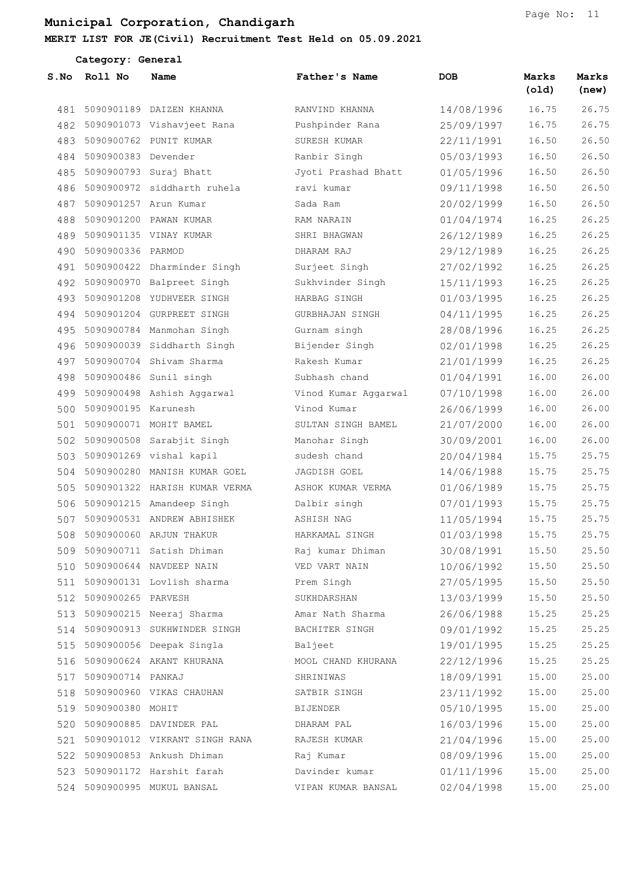# Municipal Corporation, Chandigarh

**MERIT LIST FOR JE(Civil) Recruitment Test Held on 05.09.2021**

**Category: General**

| S.No | Roll No | Name | Father's Name | DOB | Marks (old) | Marks (new) |
|---|---|---|---|---|---|---|
| 481 | 5090901189 | DAIZEN KHANNA | RANVIND KHANNA | 14/08/1996 | 16.75 | 26.75 |
| 482 | 5090901073 | Vishavjeet Rana | Pushpinder Rana | 25/09/1997 | 16.75 | 26.75 |
| 483 | 5090900762 | PUNIT KUMAR | SURESH KUMAR | 22/11/1991 | 16.50 | 26.50 |
| 484 | 5090900383 | Devender | Ranbir Singh | 05/03/1993 | 16.50 | 26.50 |
| 485 | 5090900793 | Suraj Bhatt | Jyoti Prashad Bhatt | 01/05/1996 | 16.50 | 26.50 |
| 486 | 5090900972 | siddharth ruhela | ravi kumar | 09/11/1998 | 16.50 | 26.50 |
| 487 | 5090901257 | Arun Kumar | Sada Ram | 20/02/1999 | 16.50 | 26.50 |
| 488 | 5090901200 | PAWAN KUMAR | RAM NARAIN | 01/04/1974 | 16.25 | 26.25 |
| 489 | 5090901135 | VINAY KUMAR | SHRI BHAGWAN | 26/12/1989 | 16.25 | 26.25 |
| 490 | 5090900336 | PARMOD | DHARAM RAJ | 29/12/1989 | 16.25 | 26.25 |
| 491 | 5090900422 | Dharminder Singh | Surjeet Singh | 27/02/1992 | 16.25 | 26.25 |
| 492 | 5090900970 | Balpreet Singh | Sukhvinder Singh | 15/11/1993 | 16.25 | 26.25 |
| 493 | 5090901208 | YUDHVEER SINGH | HARBAG SINGH | 01/03/1995 | 16.25 | 26.25 |
| 494 | 5090901204 | GURPREET SINGH | GURBHAJAN SINGH | 04/11/1995 | 16.25 | 26.25 |
| 495 | 5090900784 | Manmohan Singh | Gurnam singh | 28/08/1996 | 16.25 | 26.25 |
| 496 | 5090900039 | Siddharth Singh | Bijender Singh | 02/01/1998 | 16.25 | 26.25 |
| 497 | 5090900704 | Shivam Sharma | Rakesh Kumar | 21/01/1999 | 16.25 | 26.25 |
| 498 | 5090900486 | Sunil singh | Subhash chand | 01/04/1991 | 16.00 | 26.00 |
| 499 | 5090900498 | Ashish Aggarwal | Vinod Kumar Aggarwal | 07/10/1998 | 16.00 | 26.00 |
| 500 | 5090900195 | Karunesh | Vinod Kumar | 26/06/1999 | 16.00 | 26.00 |
| 501 | 5090900071 | MOHIT BAMEL | SULTAN SINGH BAMEL | 21/07/2000 | 16.00 | 26.00 |
| 502 | 5090900508 | Sarabjit Singh | Manohar Singh | 30/09/2001 | 16.00 | 26.00 |
| 503 | 5090901269 | vishal kapil | sudesh chand | 20/04/1984 | 15.75 | 25.75 |
| 504 | 5090900280 | MANISH KUMAR GOEL | JAGDISH GOEL | 14/06/1988 | 15.75 | 25.75 |
| 505 | 5090901322 | HARISH KUMAR VERMA | ASHOK KUMAR VERMA | 01/06/1989 | 15.75 | 25.75 |
| 506 | 5090901215 | Amandeep Singh | Dalbir singh | 07/01/1993 | 15.75 | 25.75 |
| 507 | 5090900531 | ANDREW ABHISHEK | ASHISH NAG | 11/05/1994 | 15.75 | 25.75 |
| 508 | 5090900060 | ARJUN THAKUR | HARKAMAL SINGH | 01/03/1998 | 15.75 | 25.75 |
| 509 | 5090900711 | Satish Dhiman | Raj kumar Dhiman | 30/08/1991 | 15.50 | 25.50 |
| 510 | 5090900644 | NAVDEEP NAIN | VED VART NAIN | 10/06/1992 | 15.50 | 25.50 |
| 511 | 5090900131 | Lovlish sharma | Prem Singh | 27/05/1995 | 15.50 | 25.50 |
| 512 | 5090900265 | PARVESH | SUKHDARSHAN | 13/03/1999 | 15.50 | 25.50 |
| 513 | 5090900215 | Neeraj Sharma | Amar Nath Sharma | 26/06/1988 | 15.25 | 25.25 |
| 514 | 5090900913 | SUKHWINDER SINGH | BACHITER SINGH | 09/01/1992 | 15.25 | 25.25 |
| 515 | 5090900056 | Deepak Singla | Baljeet | 19/01/1995 | 15.25 | 25.25 |
| 516 | 5090900624 | AKANT KHURANA | MOOL CHAND KHURANA | 22/12/1996 | 15.25 | 25.25 |
| 517 | 5090900714 | PANKAJ | SHRINIWAS | 18/09/1991 | 15.00 | 25.00 |
| 518 | 5090900960 | VIKAS CHAUHAN | SATBIR SINGH | 23/11/1992 | 15.00 | 25.00 |
| 519 | 5090900380 | MOHIT | BIJENDER | 05/10/1995 | 15.00 | 25.00 |
| 520 | 5090900885 | DAVINDER PAL | DHARAM PAL | 16/03/1996 | 15.00 | 25.00 |
| 521 | 5090901012 | VIKRANT SINGH RANA | RAJESH KUMAR | 21/04/1996 | 15.00 | 25.00 |
| 522 | 5090900853 | Ankush Dhiman | Raj Kumar | 08/09/1996 | 15.00 | 25.00 |
| 523 | 5090901172 | Harshit farah | Davinder kumar | 01/11/1996 | 15.00 | 25.00 |
| 524 | 5090900995 | MUKUL BANSAL | VIPAN KUMAR BANSAL | 02/04/1998 | 15.00 | 25.00 |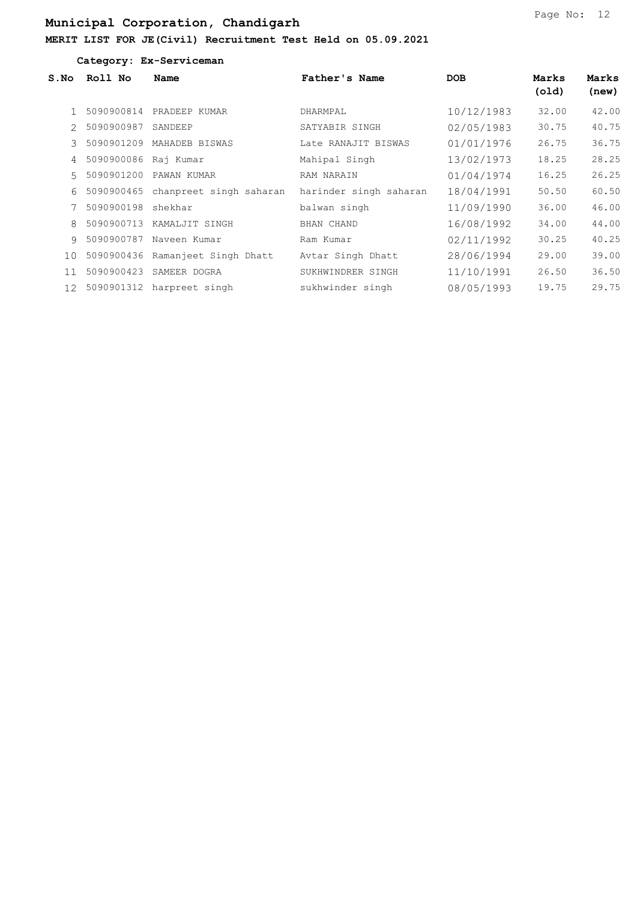# Municipal Corporation, Chandigarh

**MERIT LIST FOR JE(Civil) Recruitment Test Held on 05.09.2021**

**Category: Ex-Serviceman**

| S.No | Roll No | Name | Father's Name | DOB | Marks (old) | Marks (new) |
|---|---|---|---|---|---|---|
| 1 | 5090900814 | PRADEEP KUMAR | DHARMPAL | 10/12/1983 | 32.00 | 42.00 |
| 2 | 5090900987 | SANDEEP | SATYABIR SINGH | 02/05/1983 | 30.75 | 40.75 |
| 3 | 5090901209 | MAHADEB BISWAS | Late RANAJIT BISWAS | 01/01/1976 | 26.75 | 36.75 |
| 4 | 5090900086 | Raj Kumar | Mahipal Singh | 13/02/1973 | 18.25 | 28.25 |
| 5 | 5090901200 | PAWAN KUMAR | RAM NARAIN | 01/04/1974 | 16.25 | 26.25 |
| 6 | 5090900465 | chanpreet singh saharan | harinder singh saharan | 18/04/1991 | 50.50 | 60.50 |
| 7 | 5090900198 | shekhar | balwan singh | 11/09/1990 | 36.00 | 46.00 |
| 8 | 5090900713 | KAMALJIT SINGH | BHAN CHAND | 16/08/1992 | 34.00 | 44.00 |
| 9 | 5090900787 | Naveen Kumar | Ram Kumar | 02/11/1992 | 30.25 | 40.25 |
| 10 | 5090900436 | Ramanjeet Singh Dhatt | Avtar Singh Dhatt | 28/06/1994 | 29.00 | 39.00 |
| 11 | 5090900423 | SAMEER DOGRA | SUKHWINDRER SINGH | 11/10/1991 | 26.50 | 36.50 |
| 12 | 5090901312 | harpreet singh | sukhwinder singh | 08/05/1993 | 19.75 | 29.75 |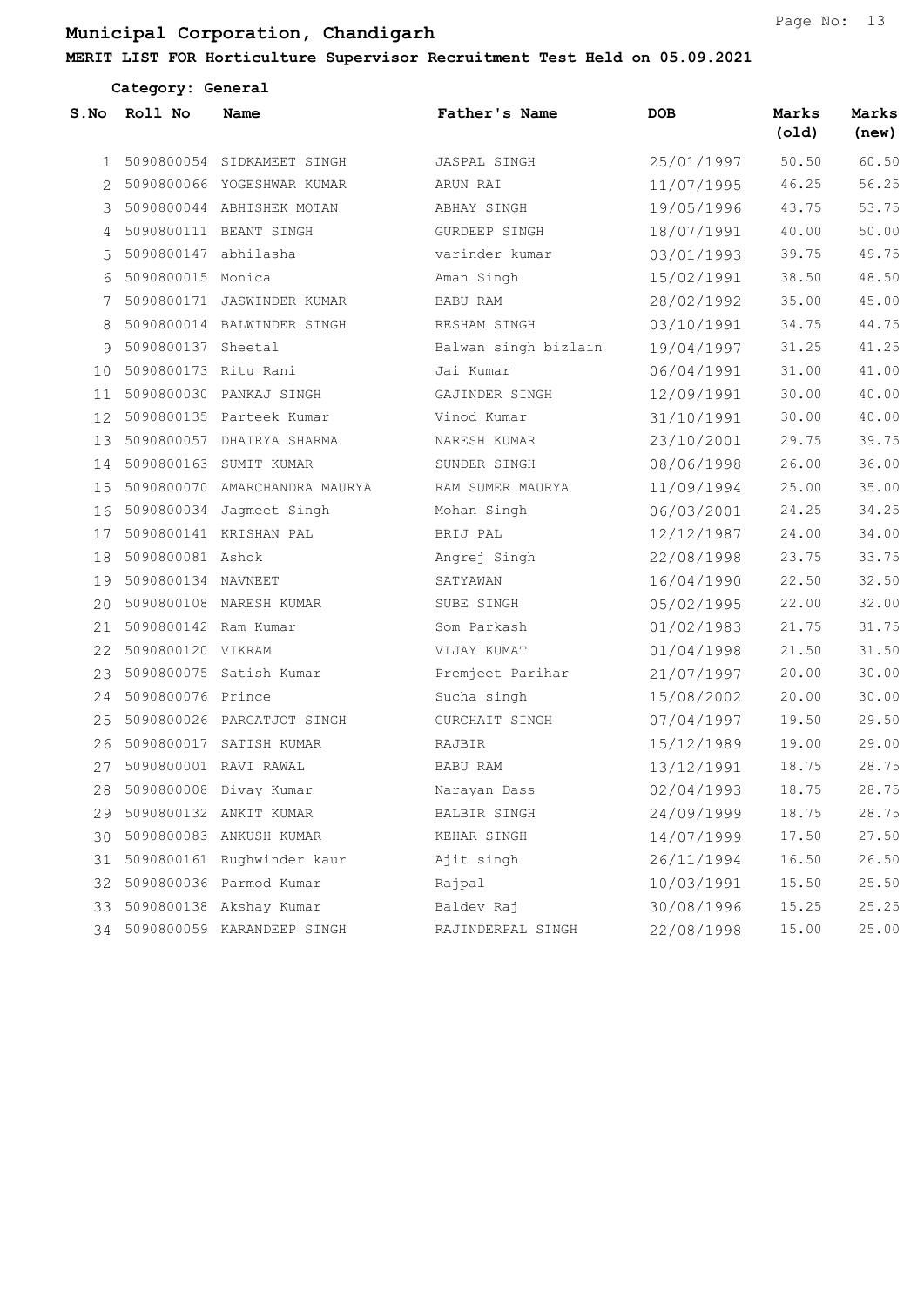# Municipal Corporation, Chandigarh

**MERIT LIST FOR Horticulture Supervisor Recruitment Test Held on 05.09.2021**

**Category: General**

| S.No | Roll No | Name | Father's Name | DOB | Marks (old) | Marks (new) |
|---|---|---|---|---|---|---|
| 1 | 5090800054 | SIDKAMEET SINGH | JASPAL SINGH | 25/01/1997 | 50.50 | 60.50 |
| 2 | 5090800066 | YOGESHWAR KUMAR | ARUN RAI | 11/07/1995 | 46.25 | 56.25 |
| 3 | 5090800044 | ABHISHEK MOTAN | ABHAY SINGH | 19/05/1996 | 43.75 | 53.75 |
| 4 | 5090800111 | BEANT SINGH | GURDEEP SINGH | 18/07/1991 | 40.00 | 50.00 |
| 5 | 5090800147 | abhilasha | varinder kumar | 03/01/1993 | 39.75 | 49.75 |
| 6 | 5090800015 | Monica | Aman Singh | 15/02/1991 | 38.50 | 48.50 |
| 7 | 5090800171 | JASWINDER KUMAR | BABU RAM | 28/02/1992 | 35.00 | 45.00 |
| 8 | 5090800014 | BALWINDER SINGH | RESHAM SINGH | 03/10/1991 | 34.75 | 44.75 |
| 9 | 5090800137 | Sheetal | Balwan singh bizlain | 19/04/1997 | 31.25 | 41.25 |
| 10 | 5090800173 | Ritu Rani | Jai Kumar | 06/04/1991 | 31.00 | 41.00 |
| 11 | 5090800030 | PANKAJ SINGH | GAJINDER SINGH | 12/09/1991 | 30.00 | 40.00 |
| 12 | 5090800135 | Parteek Kumar | Vinod Kumar | 31/10/1991 | 30.00 | 40.00 |
| 13 | 5090800057 | DHAIRYA SHARMA | NARESH KUMAR | 23/10/2001 | 29.75 | 39.75 |
| 14 | 5090800163 | SUMIT KUMAR | SUNDER SINGH | 08/06/1998 | 26.00 | 36.00 |
| 15 | 5090800070 | AMARCHANDRA MAURYA | RAM SUMER MAURYA | 11/09/1994 | 25.00 | 35.00 |
| 16 | 5090800034 | Jagmeet Singh | Mohan Singh | 06/03/2001 | 24.25 | 34.25 |
| 17 | 5090800141 | KRISHAN PAL | BRIJ PAL | 12/12/1987 | 24.00 | 34.00 |
| 18 | 5090800081 | Ashok | Angrej Singh | 22/08/1998 | 23.75 | 33.75 |
| 19 | 5090800134 | NAVNEET | SATYAWAN | 16/04/1990 | 22.50 | 32.50 |
| 20 | 5090800108 | NARESH KUMAR | SUBE SINGH | 05/02/1995 | 22.00 | 32.00 |
| 21 | 5090800142 | Ram Kumar | Som Parkash | 01/02/1983 | 21.75 | 31.75 |
| 22 | 5090800120 | VIKRAM | VIJAY KUMAT | 01/04/1998 | 21.50 | 31.50 |
| 23 | 5090800075 | Satish Kumar | Premjeet Parihar | 21/07/1997 | 20.00 | 30.00 |
| 24 | 5090800076 | Prince | Sucha singh | 15/08/2002 | 20.00 | 30.00 |
| 25 | 5090800026 | PARGATJOT SINGH | GURCHAIT SINGH | 07/04/1997 | 19.50 | 29.50 |
| 26 | 5090800017 | SATISH KUMAR | RAJBIR | 15/12/1989 | 19.00 | 29.00 |
| 27 | 5090800001 | RAVI RAWAL | BABU RAM | 13/12/1991 | 18.75 | 28.75 |
| 28 | 5090800008 | Divay Kumar | Narayan Dass | 02/04/1993 | 18.75 | 28.75 |
| 29 | 5090800132 | ANKIT KUMAR | BALBIR SINGH | 24/09/1999 | 18.75 | 28.75 |
| 30 | 5090800083 | ANKUSH KUMAR | KEHAR SINGH | 14/07/1999 | 17.50 | 27.50 |
| 31 | 5090800161 | Rughwinder kaur | Ajit singh | 26/11/1994 | 16.50 | 26.50 |
| 32 | 5090800036 | Parmod Kumar | Rajpal | 10/03/1991 | 15.50 | 25.50 |
| 33 | 5090800138 | Akshay Kumar | Baldev Raj | 30/08/1996 | 15.25 | 25.25 |
| 34 | 5090800059 | KARANDEEP SINGH | RAJINDERPAL SINGH | 22/08/1998 | 15.00 | 25.00 |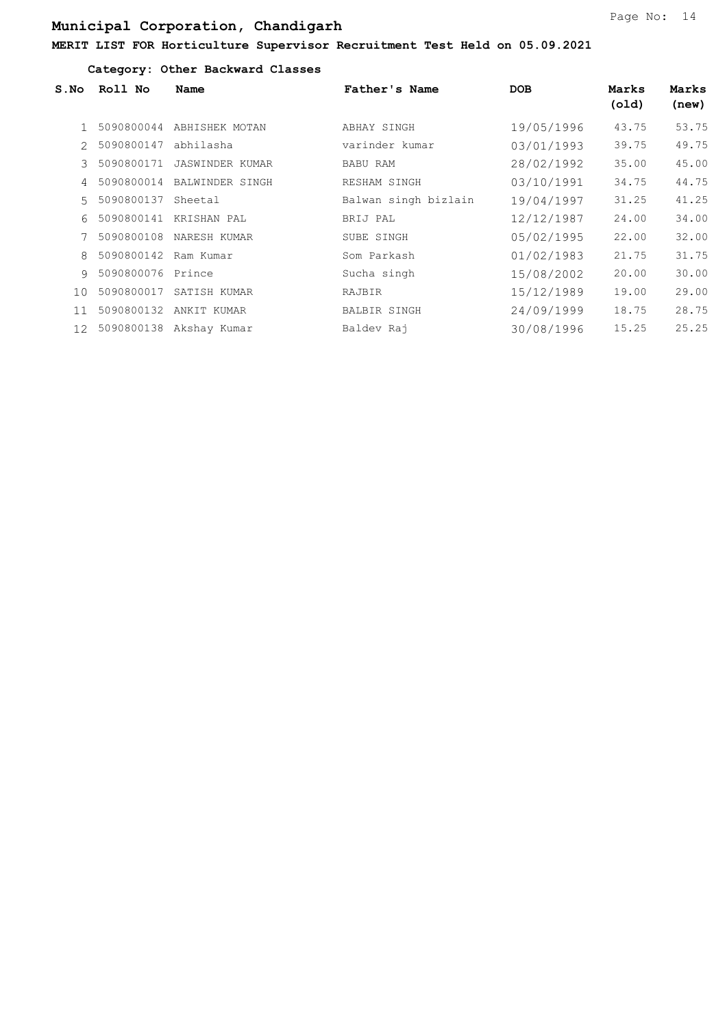# Municipal Corporation, Chandigarh

**MERIT LIST FOR Horticulture Supervisor Recruitment Test Held on 05.09.2021**

**Category: Other Backward Classes**

| S.No | Roll No | Name | Father's Name | DOB | Marks (old) | Marks (new) |
|---|---|---|---|---|---|---|
| 1 | 5090800044 | ABHISHEK MOTAN | ABHAY SINGH | 19/05/1996 | 43.75 | 53.75 |
| 2 | 5090800147 | abhilasha | varinder kumar | 03/01/1993 | 39.75 | 49.75 |
| 3 | 5090800171 | JASWINDER KUMAR | BABU RAM | 28/02/1992 | 35.00 | 45.00 |
| 4 | 5090800014 | BALWINDER SINGH | RESHAM SINGH | 03/10/1991 | 34.75 | 44.75 |
| 5 | 5090800137 | Sheetal | Balwan singh bizlain | 19/04/1997 | 31.25 | 41.25 |
| 6 | 5090800141 | KRISHAN PAL | BRIJ PAL | 12/12/1987 | 24.00 | 34.00 |
| 7 | 5090800108 | NARESH KUMAR | SUBE SINGH | 05/02/1995 | 22.00 | 32.00 |
| 8 | 5090800142 | Ram Kumar | Som Parkash | 01/02/1983 | 21.75 | 31.75 |
| 9 | 5090800076 | Prince | Sucha singh | 15/08/2002 | 20.00 | 30.00 |
| 10 | 5090800017 | SATISH KUMAR | RAJBIR | 15/12/1989 | 19.00 | 29.00 |
| 11 | 5090800132 | ANKIT KUMAR | BALBIR SINGH | 24/09/1999 | 18.75 | 28.75 |
| 12 | 5090800138 | Akshay Kumar | Baldev Raj | 30/08/1996 | 15.25 | 25.25 |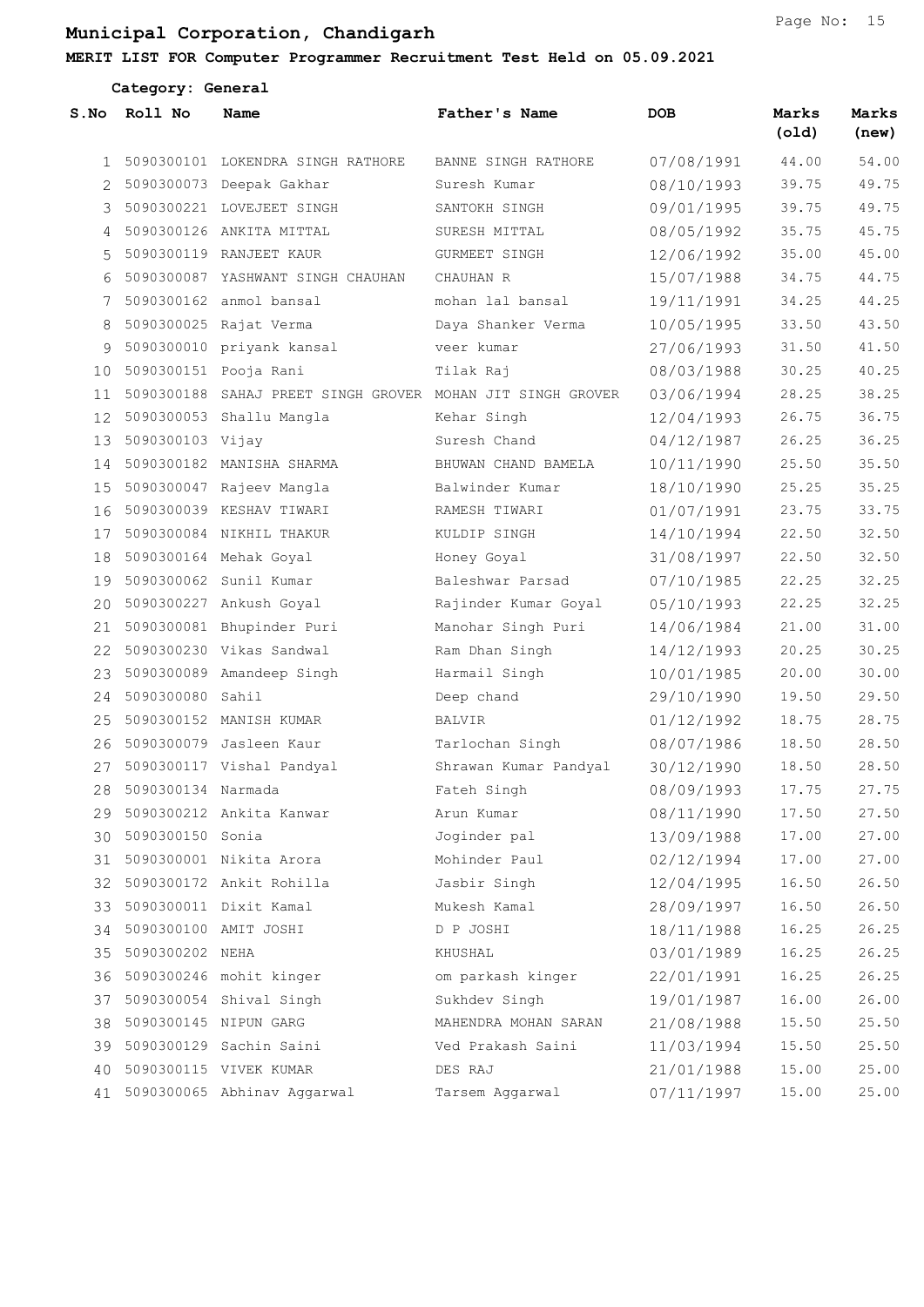# Municipal Corporation, Chandigarh

**MERIT LIST FOR Computer Programmer Recruitment Test Held on 05.09.2021**

**Category: General**

| S.No | Roll No | Name | Father's Name | DOB | Marks (old) | Marks (new) |
|---|---|---|---|---|---|---|
| 1 | 5090300101 | LOKENDRA SINGH RATHORE | BANNE SINGH RATHORE | 07/08/1991 | 44.00 | 54.00 |
| 2 | 5090300073 | Deepak Gakhar | Suresh Kumar | 08/10/1993 | 39.75 | 49.75 |
| 3 | 5090300221 | LOVEJEET SINGH | SANTOKH SINGH | 09/01/1995 | 39.75 | 49.75 |
| 4 | 5090300126 | ANKITA MITTAL | SURESH MITTAL | 08/05/1992 | 35.75 | 45.75 |
| 5 | 5090300119 | RANJEET KAUR | GURMEET SINGH | 12/06/1992 | 35.00 | 45.00 |
| 6 | 5090300087 | YASHWANT SINGH CHAUHAN | CHAUHAN R | 15/07/1988 | 34.75 | 44.75 |
| 7 | 5090300162 | anmol bansal | mohan lal bansal | 19/11/1991 | 34.25 | 44.25 |
| 8 | 5090300025 | Rajat Verma | Daya Shanker Verma | 10/05/1995 | 33.50 | 43.50 |
| 9 | 5090300010 | priyank kansal | veer kumar | 27/06/1993 | 31.50 | 41.50 |
| 10 | 5090300151 | Pooja Rani | Tilak Raj | 08/03/1988 | 30.25 | 40.25 |
| 11 | 5090300188 | SAHAJ PREET SINGH GROVER | MOHAN JIT SINGH GROVER | 03/06/1994 | 28.25 | 38.25 |
| 12 | 5090300053 | Shallu Mangla | Kehar Singh | 12/04/1993 | 26.75 | 36.75 |
| 13 | 5090300103 | Vijay | Suresh Chand | 04/12/1987 | 26.25 | 36.25 |
| 14 | 5090300182 | MANISHA SHARMA | BHUWAN CHAND BAMELA | 10/11/1990 | 25.50 | 35.50 |
| 15 | 5090300047 | Rajeev Mangla | Balwinder Kumar | 18/10/1990 | 25.25 | 35.25 |
| 16 | 5090300039 | KESHAV TIWARI | RAMESH TIWARI | 01/07/1991 | 23.75 | 33.75 |
| 17 | 5090300084 | NIKHIL THAKUR | KULDIP SINGH | 14/10/1994 | 22.50 | 32.50 |
| 18 | 5090300164 | Mehak Goyal | Honey Goyal | 31/08/1997 | 22.50 | 32.50 |
| 19 | 5090300062 | Sunil Kumar | Baleshwar Parsad | 07/10/1985 | 22.25 | 32.25 |
| 20 | 5090300227 | Ankush Goyal | Rajinder Kumar Goyal | 05/10/1993 | 22.25 | 32.25 |
| 21 | 5090300081 | Bhupinder Puri | Manohar Singh Puri | 14/06/1984 | 21.00 | 31.00 |
| 22 | 5090300230 | Vikas Sandwal | Ram Dhan Singh | 14/12/1993 | 20.25 | 30.25 |
| 23 | 5090300089 | Amandeep Singh | Harmail Singh | 10/01/1985 | 20.00 | 30.00 |
| 24 | 5090300080 | Sahil | Deep chand | 29/10/1990 | 19.50 | 29.50 |
| 25 | 5090300152 | MANISH KUMAR | BALVIR | 01/12/1992 | 18.75 | 28.75 |
| 26 | 5090300079 | Jasleen Kaur | Tarlochan Singh | 08/07/1986 | 18.50 | 28.50 |
| 27 | 5090300117 | Vishal Pandyal | Shrawan Kumar Pandyal | 30/12/1990 | 18.50 | 28.50 |
| 28 | 5090300134 | Narmada | Fateh Singh | 08/09/1993 | 17.75 | 27.75 |
| 29 | 5090300212 | Ankita Kanwar | Arun Kumar | 08/11/1990 | 17.50 | 27.50 |
| 30 | 5090300150 | Sonia | Joginder pal | 13/09/1988 | 17.00 | 27.00 |
| 31 | 5090300001 | Nikita Arora | Mohinder Paul | 02/12/1994 | 17.00 | 27.00 |
| 32 | 5090300172 | Ankit Rohilla | Jasbir Singh | 12/04/1995 | 16.50 | 26.50 |
| 33 | 5090300011 | Dixit Kamal | Mukesh Kamal | 28/09/1997 | 16.50 | 26.50 |
| 34 | 5090300100 | AMIT JOSHI | D P JOSHI | 18/11/1988 | 16.25 | 26.25 |
| 35 | 5090300202 | NEHA | KHUSHAL | 03/01/1989 | 16.25 | 26.25 |
| 36 | 5090300246 | mohit kinger | om parkash kinger | 22/01/1991 | 16.25 | 26.25 |
| 37 | 5090300054 | Shival Singh | Sukhdev Singh | 19/01/1987 | 16.00 | 26.00 |
| 38 | 5090300145 | NIPUN GARG | MAHENDRA MOHAN SARAN | 21/08/1988 | 15.50 | 25.50 |
| 39 | 5090300129 | Sachin Saini | Ved Prakash Saini | 11/03/1994 | 15.50 | 25.50 |
| 40 | 5090300115 | VIVEK KUMAR | DES RAJ | 21/01/1988 | 15.00 | 25.00 |
| 41 | 5090300065 | Abhinav Aggarwal | Tarsem Aggarwal | 07/11/1997 | 15.00 | 25.00 |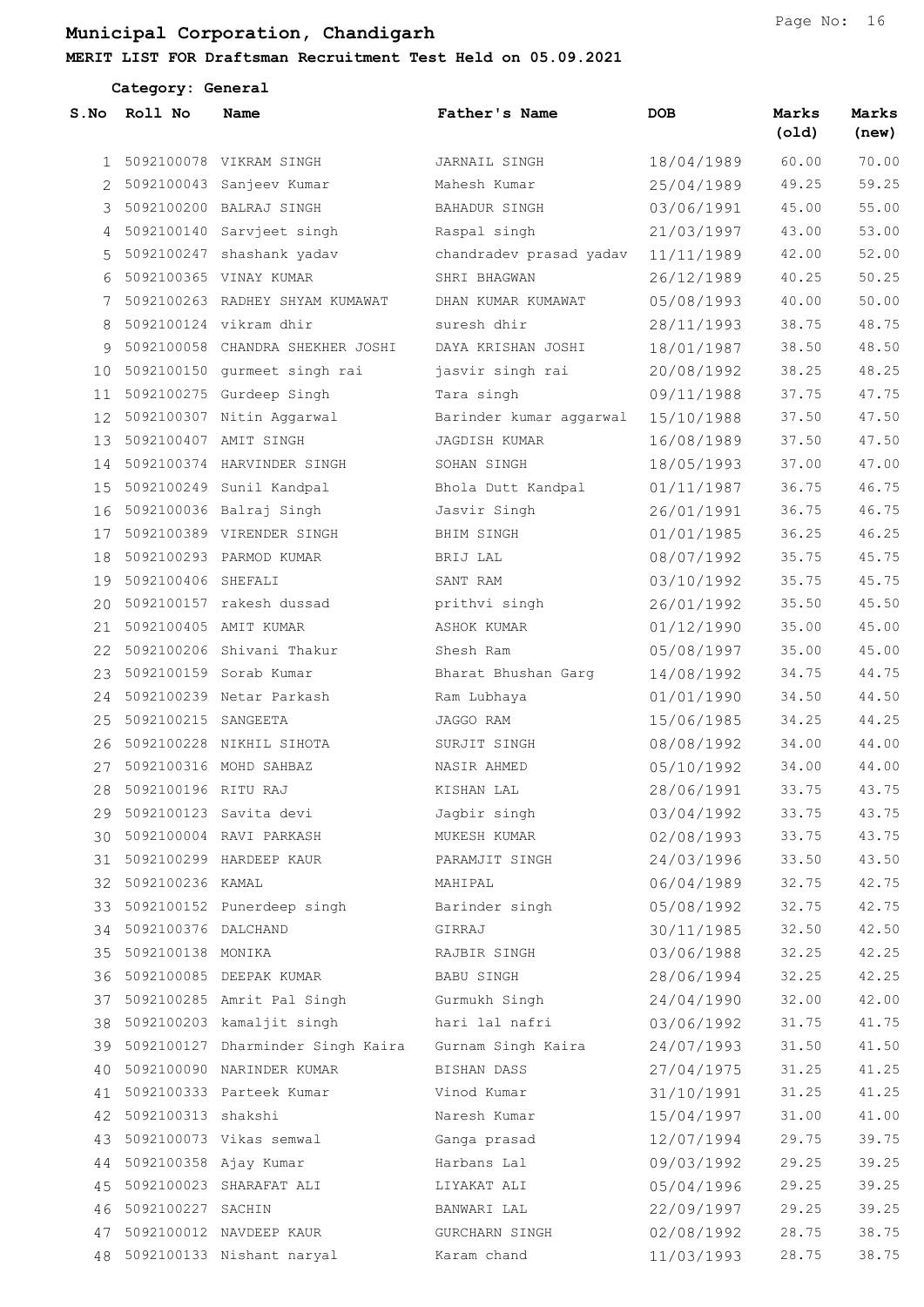# Municipal Corporation, Chandigarh

**MERIT LIST FOR Draftsman Recruitment Test Held on 05.09.2021**

**Category: General**

| S.No | Roll No | Name | Father's Name | DOB | Marks (old) | Marks (new) |
|---|---|---|---|---|---|---|
| 1 | 5092100078 | VIKRAM SINGH | JARNAIL SINGH | 18/04/1989 | 60.00 | 70.00 |
| 2 | 5092100043 | Sanjeev Kumar | Mahesh Kumar | 25/04/1989 | 49.25 | 59.25 |
| 3 | 5092100200 | BALRAJ SINGH | BAHADUR SINGH | 03/06/1991 | 45.00 | 55.00 |
| 4 | 5092100140 | Sarvjeet singh | Raspal singh | 21/03/1997 | 43.00 | 53.00 |
| 5 | 5092100247 | shashank yadav | chandradev prasad yadav | 11/11/1989 | 42.00 | 52.00 |
| 6 | 5092100365 | VINAY KUMAR | SHRI BHAGWAN | 26/12/1989 | 40.25 | 50.25 |
| 7 | 5092100263 | RADHEY SHYAM KUMAWAT | DHAN KUMAR KUMAWAT | 05/08/1993 | 40.00 | 50.00 |
| 8 | 5092100124 | vikram dhir | suresh dhir | 28/11/1993 | 38.75 | 48.75 |
| 9 | 5092100058 | CHANDRA SHEKHER JOSHI | DAYA KRISHAN JOSHI | 18/01/1987 | 38.50 | 48.50 |
| 10 | 5092100150 | gurmeet singh rai | jasvir singh rai | 20/08/1992 | 38.25 | 48.25 |
| 11 | 5092100275 | Gurdeep Singh | Tara singh | 09/11/1988 | 37.75 | 47.75 |
| 12 | 5092100307 | Nitin Aggarwal | Barinder kumar aggarwal | 15/10/1988 | 37.50 | 47.50 |
| 13 | 5092100407 | AMIT SINGH | JAGDISH KUMAR | 16/08/1989 | 37.50 | 47.50 |
| 14 | 5092100374 | HARVINDER SINGH | SOHAN SINGH | 18/05/1993 | 37.00 | 47.00 |
| 15 | 5092100249 | Sunil Kandpal | Bhola Dutt Kandpal | 01/11/1987 | 36.75 | 46.75 |
| 16 | 5092100036 | Balraj Singh | Jasvir Singh | 26/01/1991 | 36.75 | 46.75 |
| 17 | 5092100389 | VIRENDER SINGH | BHIM SINGH | 01/01/1985 | 36.25 | 46.25 |
| 18 | 5092100293 | PARMOD KUMAR | BRIJ LAL | 08/07/1992 | 35.75 | 45.75 |
| 19 | 5092100406 | SHEFALI | SANT RAM | 03/10/1992 | 35.75 | 45.75 |
| 20 | 5092100157 | rakesh dussad | prithvi singh | 26/01/1992 | 35.50 | 45.50 |
| 21 | 5092100405 | AMIT KUMAR | ASHOK KUMAR | 01/12/1990 | 35.00 | 45.00 |
| 22 | 5092100206 | Shivani Thakur | Shesh Ram | 05/08/1997 | 35.00 | 45.00 |
| 23 | 5092100159 | Sorab Kumar | Bharat Bhushan Garg | 14/08/1992 | 34.75 | 44.75 |
| 24 | 5092100239 | Netar Parkash | Ram Lubhaya | 01/01/1990 | 34.50 | 44.50 |
| 25 | 5092100215 | SANGEETA | JAGGO RAM | 15/06/1985 | 34.25 | 44.25 |
| 26 | 5092100228 | NIKHIL SIHOTA | SURJIT SINGH | 08/08/1992 | 34.00 | 44.00 |
| 27 | 5092100316 | MOHD SAHBAZ | NASIR AHMED | 05/10/1992 | 34.00 | 44.00 |
| 28 | 5092100196 | RITU RAJ | KISHAN LAL | 28/06/1991 | 33.75 | 43.75 |
| 29 | 5092100123 | Savita devi | Jagbir singh | 03/04/1992 | 33.75 | 43.75 |
| 30 | 5092100004 | RAVI PARKASH | MUKESH KUMAR | 02/08/1993 | 33.75 | 43.75 |
| 31 | 5092100299 | HARDEEP KAUR | PARAMJIT SINGH | 24/03/1996 | 33.50 | 43.50 |
| 32 | 5092100236 | KAMAL | MAHIPAL | 06/04/1989 | 32.75 | 42.75 |
| 33 | 5092100152 | Punerdeep singh | Barinder singh | 05/08/1992 | 32.75 | 42.75 |
| 34 | 5092100376 | DALCHAND | GIRRAJ | 30/11/1985 | 32.50 | 42.50 |
| 35 | 5092100138 | MONIKA | RAJBIR SINGH | 03/06/1988 | 32.25 | 42.25 |
| 36 | 5092100085 | DEEPAK KUMAR | BABU SINGH | 28/06/1994 | 32.25 | 42.25 |
| 37 | 5092100285 | Amrit Pal Singh | Gurmukh Singh | 24/04/1990 | 32.00 | 42.00 |
| 38 | 5092100203 | kamaljit singh | hari lal nafri | 03/06/1992 | 31.75 | 41.75 |
| 39 | 5092100127 | Dharminder Singh Kaira | Gurnam Singh Kaira | 24/07/1993 | 31.50 | 41.50 |
| 40 | 5092100090 | NARINDER KUMAR | BISHAN DASS | 27/04/1975 | 31.25 | 41.25 |
| 41 | 5092100333 | Parteek Kumar | Vinod Kumar | 31/10/1991 | 31.25 | 41.25 |
| 42 | 5092100313 | shakshi | Naresh Kumar | 15/04/1997 | 31.00 | 41.00 |
| 43 | 5092100073 | Vikas semwal | Ganga prasad | 12/07/1994 | 29.75 | 39.75 |
| 44 | 5092100358 | Ajay Kumar | Harbans Lal | 09/03/1992 | 29.25 | 39.25 |
| 45 | 5092100023 | SHARAFAT ALI | LIYAKAT ALI | 05/04/1996 | 29.25 | 39.25 |
| 46 | 5092100227 | SACHIN | BANWARI LAL | 22/09/1997 | 29.25 | 39.25 |
| 47 | 5092100012 | NAVDEEP KAUR | GURCHARN SINGH | 02/08/1992 | 28.75 | 38.75 |
| 48 | 5092100133 | Nishant naryal | Karam chand | 11/03/1993 | 28.75 | 38.75 |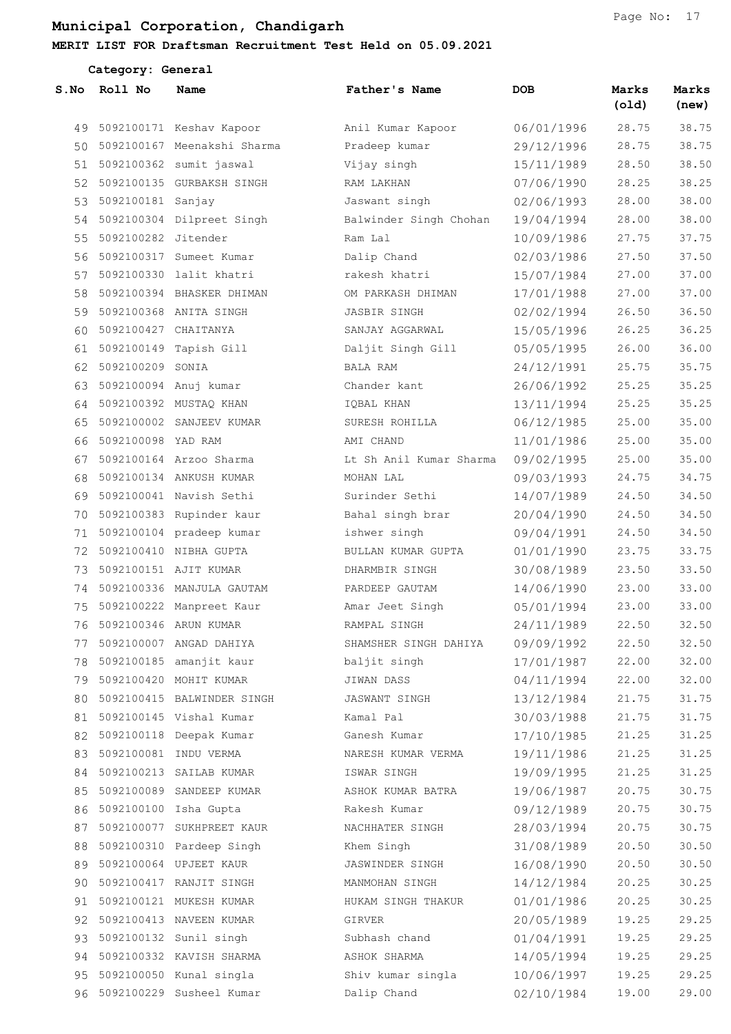# Municipal Corporation, Chandigarh

## MERIT LIST FOR Draftsman Recruitment Test Held on 05.09.2021

**Category: General**

| S.No | Roll No | Name | Father's Name | DOB | Marks (old) | Marks (new) |
|---|---|---|---|---|---|---|
| 49 | 5092100171 | Keshav Kapoor | Anil Kumar Kapoor | 06/01/1996 | 28.75 | 38.75 |
| 50 | 5092100167 | Meenakshi Sharma | Pradeep kumar | 29/12/1996 | 28.75 | 38.75 |
| 51 | 5092100362 | sumit jaswal | Vijay singh | 15/11/1989 | 28.50 | 38.50 |
| 52 | 5092100135 | GURBAKSH SINGH | RAM LAKHAN | 07/06/1990 | 28.25 | 38.25 |
| 53 | 5092100181 | Sanjay | Jaswant singh | 02/06/1993 | 28.00 | 38.00 |
| 54 | 5092100304 | Dilpreet Singh | Balwinder Singh Chohan | 19/04/1994 | 28.00 | 38.00 |
| 55 | 5092100282 | Jitender | Ram Lal | 10/09/1986 | 27.75 | 37.75 |
| 56 | 5092100317 | Sumeet Kumar | Dalip Chand | 02/03/1986 | 27.50 | 37.50 |
| 57 | 5092100330 | lalit khatri | rakesh khatri | 15/07/1984 | 27.00 | 37.00 |
| 58 | 5092100394 | BHASKER DHIMAN | OM PARKASH DHIMAN | 17/01/1988 | 27.00 | 37.00 |
| 59 | 5092100368 | ANITA SINGH | JASBIR SINGH | 02/02/1994 | 26.50 | 36.50 |
| 60 | 5092100427 | CHAITANYA | SANJAY AGGARWAL | 15/05/1996 | 26.25 | 36.25 |
| 61 | 5092100149 | Tapish Gill | Daljit Singh Gill | 05/05/1995 | 26.00 | 36.00 |
| 62 | 5092100209 | SONIA | BALA RAM | 24/12/1991 | 25.75 | 35.75 |
| 63 | 5092100094 | Anuj kumar | Chander kant | 26/06/1992 | 25.25 | 35.25 |
| 64 | 5092100392 | MUSTAQ KHAN | IQBAL KHAN | 13/11/1994 | 25.25 | 35.25 |
| 65 | 5092100002 | SANJEEV KUMAR | SURESH ROHILLA | 06/12/1985 | 25.00 | 35.00 |
| 66 | 5092100098 | YAD RAM | AMI CHAND | 11/01/1986 | 25.00 | 35.00 |
| 67 | 5092100164 | Arzoo Sharma | Lt Sh Anil Kumar Sharma | 09/02/1995 | 25.00 | 35.00 |
| 68 | 5092100134 | ANKUSH KUMAR | MOHAN LAL | 09/03/1993 | 24.75 | 34.75 |
| 69 | 5092100041 | Navish Sethi | Surinder Sethi | 14/07/1989 | 24.50 | 34.50 |
| 70 | 5092100383 | Rupinder kaur | Bahal singh brar | 20/04/1990 | 24.50 | 34.50 |
| 71 | 5092100104 | pradeep kumar | ishwer singh | 09/04/1991 | 24.50 | 34.50 |
| 72 | 5092100410 | NIBHA GUPTA | BULLAN KUMAR GUPTA | 01/01/1990 | 23.75 | 33.75 |
| 73 | 5092100151 | AJIT KUMAR | DHARMBIR SINGH | 30/08/1989 | 23.50 | 33.50 |
| 74 | 5092100336 | MANJULA GAUTAM | PARDEEP GAUTAM | 14/06/1990 | 23.00 | 33.00 |
| 75 | 5092100222 | Manpreet Kaur | Amar Jeet Singh | 05/01/1994 | 23.00 | 33.00 |
| 76 | 5092100346 | ARUN KUMAR | RAMPAL SINGH | 24/11/1989 | 22.50 | 32.50 |
| 77 | 5092100007 | ANGAD DAHIYA | SHAMSHER SINGH DAHIYA | 09/09/1992 | 22.50 | 32.50 |
| 78 | 5092100185 | amanjit kaur | baljit singh | 17/01/1987 | 22.00 | 32.00 |
| 79 | 5092100420 | MOHIT KUMAR | JIWAN DASS | 04/11/1994 | 22.00 | 32.00 |
| 80 | 5092100415 | BALWINDER SINGH | JASWANT SINGH | 13/12/1984 | 21.75 | 31.75 |
| 81 | 5092100145 | Vishal Kumar | Kamal Pal | 30/03/1988 | 21.75 | 31.75 |
| 82 | 5092100118 | Deepak Kumar | Ganesh Kumar | 17/10/1985 | 21.25 | 31.25 |
| 83 | 5092100081 | INDU VERMA | NARESH KUMAR VERMA | 19/11/1986 | 21.25 | 31.25 |
| 84 | 5092100213 | SAILAB KUMAR | ISWAR SINGH | 19/09/1995 | 21.25 | 31.25 |
| 85 | 5092100089 | SANDEEP KUMAR | ASHOK KUMAR BATRA | 19/06/1987 | 20.75 | 30.75 |
| 86 | 5092100100 | Isha Gupta | Rakesh Kumar | 09/12/1989 | 20.75 | 30.75 |
| 87 | 5092100077 | SUKHPREET KAUR | NACHHATER SINGH | 28/03/1994 | 20.75 | 30.75 |
| 88 | 5092100310 | Pardeep Singh | Khem Singh | 31/08/1989 | 20.50 | 30.50 |
| 89 | 5092100064 | UPJEET KAUR | JASWINDER SINGH | 16/08/1990 | 20.50 | 30.50 |
| 90 | 5092100417 | RANJIT SINGH | MANMOHAN SINGH | 14/12/1984 | 20.25 | 30.25 |
| 91 | 5092100121 | MUKESH KUMAR | HUKAM SINGH THAKUR | 01/01/1986 | 20.25 | 30.25 |
| 92 | 5092100413 | NAVEEN KUMAR | GIRVER | 20/05/1989 | 19.25 | 29.25 |
| 93 | 5092100132 | Sunil singh | Subhash chand | 01/04/1991 | 19.25 | 29.25 |
| 94 | 5092100332 | KAVISH SHARMA | ASHOK SHARMA | 14/05/1994 | 19.25 | 29.25 |
| 95 | 5092100050 | Kunal singla | Shiv kumar singla | 10/06/1997 | 19.25 | 29.25 |
| 96 | 5092100229 | Susheel Kumar | Dalip Chand | 02/10/1984 | 19.00 | 29.00 |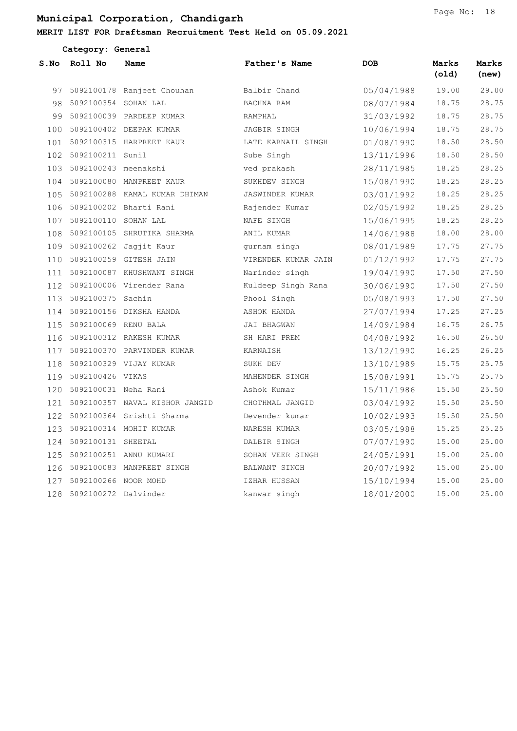# Municipal Corporation, Chandigarh

**MERIT LIST FOR Draftsman Recruitment Test Held on 05.09.2021**

**Category: General**

| S.No | Roll No | Name | Father's Name | DOB | Marks (old) | Marks (new) |
|---|---|---|---|---|---|---|
| 97 | 5092100178 | Ranjeet Chouhan | Balbir Chand | 05/04/1988 | 19.00 | 29.00 |
| 98 | 5092100354 | SOHAN LAL | BACHNA RAM | 08/07/1984 | 18.75 | 28.75 |
| 99 | 5092100039 | PARDEEP KUMAR | RAMPHAL | 31/03/1992 | 18.75 | 28.75 |
| 100 | 5092100402 | DEEPAK KUMAR | JAGBIR SINGH | 10/06/1994 | 18.75 | 28.75 |
| 101 | 5092100315 | HARPREET KAUR | LATE KARNAIL SINGH | 01/08/1990 | 18.50 | 28.50 |
| 102 | 5092100211 | Sunil | Sube Singh | 13/11/1996 | 18.50 | 28.50 |
| 103 | 5092100243 | meenakshi | ved prakash | 28/11/1985 | 18.25 | 28.25 |
| 104 | 5092100080 | MANPREET KAUR | SUKHDEV SINGH | 15/08/1990 | 18.25 | 28.25 |
| 105 | 5092100288 | KAMAL KUMAR DHIMAN | JASWINDER KUMAR | 03/01/1992 | 18.25 | 28.25 |
| 106 | 5092100202 | Bharti Rani | Rajender Kumar | 02/05/1992 | 18.25 | 28.25 |
| 107 | 5092100110 | SOHAN LAL | NAFE SINGH | 15/06/1995 | 18.25 | 28.25 |
| 108 | 5092100105 | SHRUTIKA SHARMA | ANIL KUMAR | 14/06/1988 | 18.00 | 28.00 |
| 109 | 5092100262 | Jagjit Kaur | gurnam singh | 08/01/1989 | 17.75 | 27.75 |
| 110 | 5092100259 | GITESH JAIN | VIRENDER KUMAR JAIN | 01/12/1992 | 17.75 | 27.75 |
| 111 | 5092100087 | KHUSHWANT SINGH | Narinder singh | 19/04/1990 | 17.50 | 27.50 |
| 112 | 5092100006 | Virender Rana | Kuldeep Singh Rana | 30/06/1990 | 17.50 | 27.50 |
| 113 | 5092100375 | Sachin | Phool Singh | 05/08/1993 | 17.50 | 27.50 |
| 114 | 5092100156 | DIKSHA HANDA | ASHOK HANDA | 27/07/1994 | 17.25 | 27.25 |
| 115 | 5092100069 | RENU BALA | JAI BHAGWAN | 14/09/1984 | 16.75 | 26.75 |
| 116 | 5092100312 | RAKESH KUMAR | SH HARI PREM | 04/08/1992 | 16.50 | 26.50 |
| 117 | 5092100370 | PARVINDER KUMAR | KARNAISH | 13/12/1990 | 16.25 | 26.25 |
| 118 | 5092100329 | VIJAY KUMAR | SUKH DEV | 13/10/1989 | 15.75 | 25.75 |
| 119 | 5092100426 | VIKAS | MAHENDER SINGH | 15/08/1991 | 15.75 | 25.75 |
| 120 | 5092100031 | Neha Rani | Ashok Kumar | 15/11/1986 | 15.50 | 25.50 |
| 121 | 5092100357 | NAVAL KISHOR JANGID | CHOTHMAL JANGID | 03/04/1992 | 15.50 | 25.50 |
| 122 | 5092100364 | Srishti Sharma | Devender kumar | 10/02/1993 | 15.50 | 25.50 |
| 123 | 5092100314 | MOHIT KUMAR | NARESH KUMAR | 03/05/1988 | 15.25 | 25.25 |
| 124 | 5092100131 | SHEETAL | DALBIR SINGH | 07/07/1990 | 15.00 | 25.00 |
| 125 | 5092100251 | ANNU KUMARI | SOHAN VEER SINGH | 24/05/1991 | 15.00 | 25.00 |
| 126 | 5092100083 | MANPREET SINGH | BALWANT SINGH | 20/07/1992 | 15.00 | 25.00 |
| 127 | 5092100266 | NOOR MOHD | IZHAR HUSSAN | 15/10/1994 | 15.00 | 25.00 |
| 128 | 5092100272 | Dalvinder | kanwar singh | 18/01/2000 | 15.00 | 25.00 |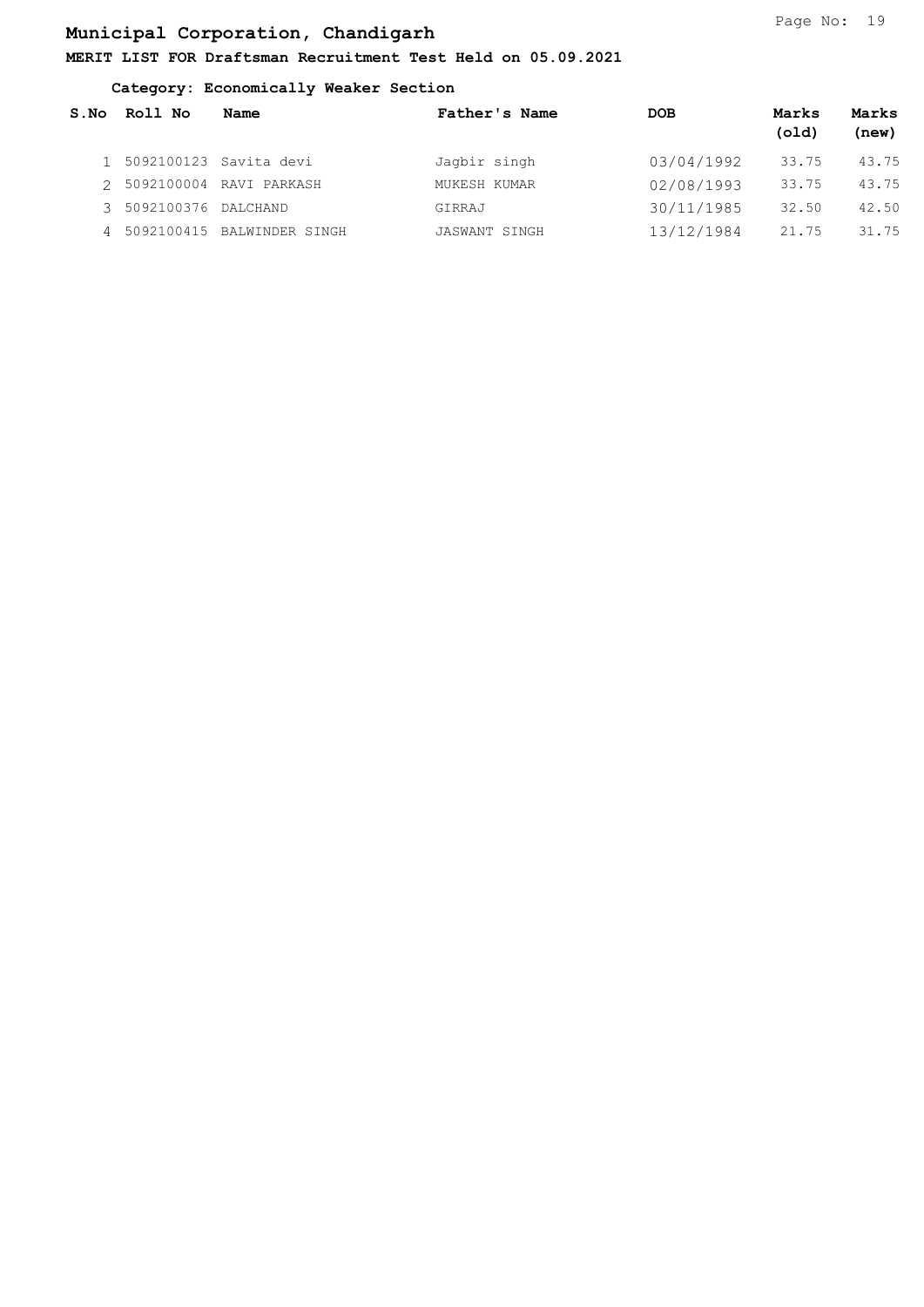# Municipal Corporation, Chandigarh

**MERIT LIST FOR Draftsman Recruitment Test Held on 05.09.2021**

**Category: Economically Weaker Section**

| S.No | Roll No | Name | Father's Name | DOB | Marks (old) | Marks (new) |
|---|---|---|---|---|---|---|
| 1 | 5092100123 | Savita devi | Jagbir singh | 03/04/1992 | 33.75 | 43.75 |
| 2 | 5092100004 | RAVI PARKASH | MUKESH KUMAR | 02/08/1993 | 33.75 | 43.75 |
| 3 | 5092100376 | DALCHAND | GIRRAJ | 30/11/1985 | 32.50 | 42.50 |
| 4 | 5092100415 | BALWINDER SINGH | JASWANT SINGH | 13/12/1984 | 21.75 | 31.75 |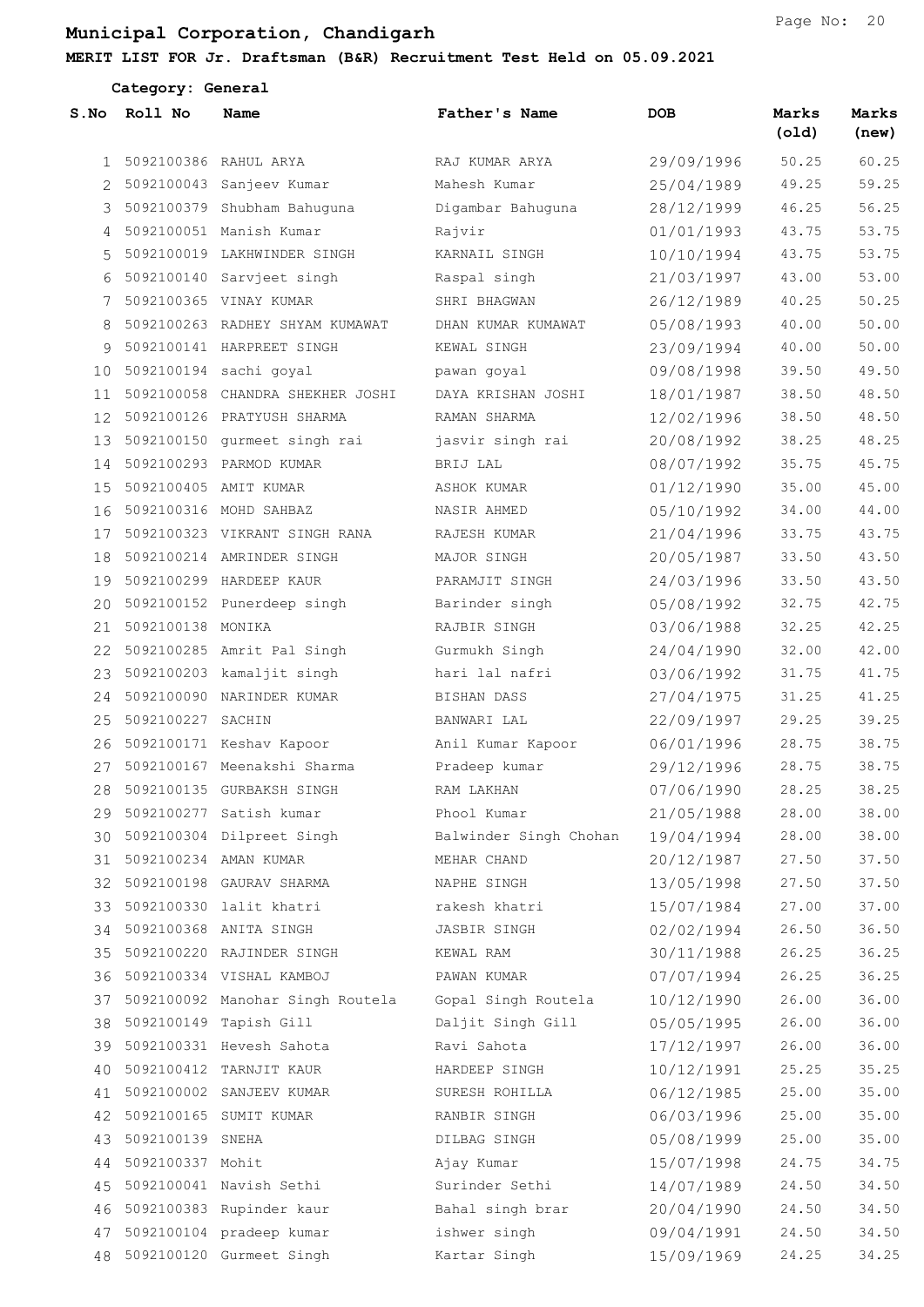# Municipal Corporation, Chandigarh

**MERIT LIST FOR Jr. Draftsman (B&R) Recruitment Test Held on 05.09.2021**

**Category: General**

| S.No | Roll No | Name | Father's Name | DOB | Marks (old) | Marks (new) |
|---|---|---|---|---|---|---|
| 1 | 5092100386 | RAHUL ARYA | RAJ KUMAR ARYA | 29/09/1996 | 50.25 | 60.25 |
| 2 | 5092100043 | Sanjeev Kumar | Mahesh Kumar | 25/04/1989 | 49.25 | 59.25 |
| 3 | 5092100379 | Shubham Bahuguna | Digambar Bahuguna | 28/12/1999 | 46.25 | 56.25 |
| 4 | 5092100051 | Manish Kumar | Rajvir | 01/01/1993 | 43.75 | 53.75 |
| 5 | 5092100019 | LAKHWINDER SINGH | KARNAIL SINGH | 10/10/1994 | 43.75 | 53.75 |
| 6 | 5092100140 | Sarvjeet singh | Raspal singh | 21/03/1997 | 43.00 | 53.00 |
| 7 | 5092100365 | VINAY KUMAR | SHRI BHAGWAN | 26/12/1989 | 40.25 | 50.25 |
| 8 | 5092100263 | RADHEY SHYAM KUMAWAT | DHAN KUMAR KUMAWAT | 05/08/1993 | 40.00 | 50.00 |
| 9 | 5092100141 | HARPREET SINGH | KEWAL SINGH | 23/09/1994 | 40.00 | 50.00 |
| 10 | 5092100194 | sachi goyal | pawan goyal | 09/08/1998 | 39.50 | 49.50 |
| 11 | 5092100058 | CHANDRA SHEKHER JOSHI | DAYA KRISHAN JOSHI | 18/01/1987 | 38.50 | 48.50 |
| 12 | 5092100126 | PRATYUSH SHARMA | RAMAN SHARMA | 12/02/1996 | 38.50 | 48.50 |
| 13 | 5092100150 | gurmeet singh rai | jasvir singh rai | 20/08/1992 | 38.25 | 48.25 |
| 14 | 5092100293 | PARMOD KUMAR | BRIJ LAL | 08/07/1992 | 35.75 | 45.75 |
| 15 | 5092100405 | AMIT KUMAR | ASHOK KUMAR | 01/12/1990 | 35.00 | 45.00 |
| 16 | 5092100316 | MOHD SAHBAZ | NASIR AHMED | 05/10/1992 | 34.00 | 44.00 |
| 17 | 5092100323 | VIKRANT SINGH RANA | RAJESH KUMAR | 21/04/1996 | 33.75 | 43.75 |
| 18 | 5092100214 | AMRINDER SINGH | MAJOR SINGH | 20/05/1987 | 33.50 | 43.50 |
| 19 | 5092100299 | HARDEEP KAUR | PARAMJIT SINGH | 24/03/1996 | 33.50 | 43.50 |
| 20 | 5092100152 | Punerdeep singh | Barinder singh | 05/08/1992 | 32.75 | 42.75 |
| 21 | 5092100138 | MONIKA | RAJBIR SINGH | 03/06/1988 | 32.25 | 42.25 |
| 22 | 5092100285 | Amrit Pal Singh | Gurmukh Singh | 24/04/1990 | 32.00 | 42.00 |
| 23 | 5092100203 | kamaljit singh | hari lal nafri | 03/06/1992 | 31.75 | 41.75 |
| 24 | 5092100090 | NARINDER KUMAR | BISHAN DASS | 27/04/1975 | 31.25 | 41.25 |
| 25 | 5092100227 | SACHIN | BANWARI LAL | 22/09/1997 | 29.25 | 39.25 |
| 26 | 5092100171 | Keshav Kapoor | Anil Kumar Kapoor | 06/01/1996 | 28.75 | 38.75 |
| 27 | 5092100167 | Meenakshi Sharma | Pradeep kumar | 29/12/1996 | 28.75 | 38.75 |
| 28 | 5092100135 | GURBAKSH SINGH | RAM LAKHAN | 07/06/1990 | 28.25 | 38.25 |
| 29 | 5092100277 | Satish kumar | Phool Kumar | 21/05/1988 | 28.00 | 38.00 |
| 30 | 5092100304 | Dilpreet Singh | Balwinder Singh Chohan | 19/04/1994 | 28.00 | 38.00 |
| 31 | 5092100234 | AMAN KUMAR | MEHAR CHAND | 20/12/1987 | 27.50 | 37.50 |
| 32 | 5092100198 | GAURAV SHARMA | NAPHE SINGH | 13/05/1998 | 27.50 | 37.50 |
| 33 | 5092100330 | lalit khatri | rakesh khatri | 15/07/1984 | 27.00 | 37.00 |
| 34 | 5092100368 | ANITA SINGH | JASBIR SINGH | 02/02/1994 | 26.50 | 36.50 |
| 35 | 5092100220 | RAJINDER SINGH | KEWAL RAM | 30/11/1988 | 26.25 | 36.25 |
| 36 | 5092100334 | VISHAL KAMBOJ | PAWAN KUMAR | 07/07/1994 | 26.25 | 36.25 |
| 37 | 5092100092 | Manohar Singh Routela | Gopal Singh Routela | 10/12/1990 | 26.00 | 36.00 |
| 38 | 5092100149 | Tapish Gill | Daljit Singh Gill | 05/05/1995 | 26.00 | 36.00 |
| 39 | 5092100331 | Hevesh Sahota | Ravi Sahota | 17/12/1997 | 26.00 | 36.00 |
| 40 | 5092100412 | TARNJIT KAUR | HARDEEP SINGH | 10/12/1991 | 25.25 | 35.25 |
| 41 | 5092100002 | SANJEEV KUMAR | SURESH ROHILLA | 06/12/1985 | 25.00 | 35.00 |
| 42 | 5092100165 | SUMIT KUMAR | RANBIR SINGH | 06/03/1996 | 25.00 | 35.00 |
| 43 | 5092100139 | SNEHA | DILBAG SINGH | 05/08/1999 | 25.00 | 35.00 |
| 44 | 5092100337 | Mohit | Ajay Kumar | 15/07/1998 | 24.75 | 34.75 |
| 45 | 5092100041 | Navish Sethi | Surinder Sethi | 14/07/1989 | 24.50 | 34.50 |
| 46 | 5092100383 | Rupinder kaur | Bahal singh brar | 20/04/1990 | 24.50 | 34.50 |
| 47 | 5092100104 | pradeep kumar | ishwer singh | 09/04/1991 | 24.50 | 34.50 |
| 48 | 5092100120 | Gurmeet Singh | Kartar Singh | 15/09/1969 | 24.25 | 34.25 |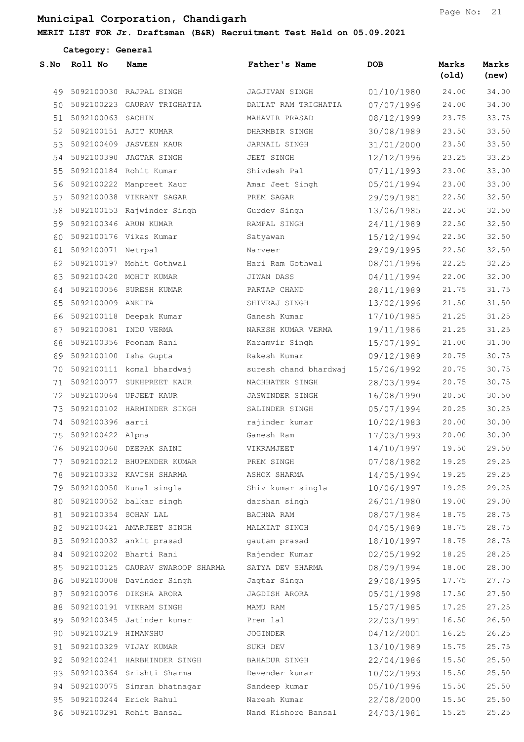# Municipal Corporation, Chandigarh

**MERIT LIST FOR Jr. Draftsman (B&R) Recruitment Test Held on 05.09.2021**

**Category: General**

| S.No | Roll No | Name | Father's Name | DOB | Marks (old) | Marks (new) |
|---|---|---|---|---|---|---|
| 49 | 5092100030 | RAJPAL SINGH | JAGJIVAN SINGH | 01/10/1980 | 24.00 | 34.00 |
| 50 | 5092100223 | GAURAV TRIGHATIA | DAULAT RAM TRIGHATIA | 07/07/1996 | 24.00 | 34.00 |
| 51 | 5092100063 | SACHIN | MAHAVIR PRASAD | 08/12/1999 | 23.75 | 33.75 |
| 52 | 5092100151 | AJIT KUMAR | DHARMBIR SINGH | 30/08/1989 | 23.50 | 33.50 |
| 53 | 5092100409 | JASVEEN KAUR | JARNAIL SINGH | 31/01/2000 | 23.50 | 33.50 |
| 54 | 5092100390 | JAGTAR SINGH | JEET SINGH | 12/12/1996 | 23.25 | 33.25 |
| 55 | 5092100184 | Rohit Kumar | Shivdesh Pal | 07/11/1993 | 23.00 | 33.00 |
| 56 | 5092100222 | Manpreet Kaur | Amar Jeet Singh | 05/01/1994 | 23.00 | 33.00 |
| 57 | 5092100038 | VIKRANT SAGAR | PREM SAGAR | 29/09/1981 | 22.50 | 32.50 |
| 58 | 5092100153 | Rajwinder Singh | Gurdev Singh | 13/06/1985 | 22.50 | 32.50 |
| 59 | 5092100346 | ARUN KUMAR | RAMPAL SINGH | 24/11/1989 | 22.50 | 32.50 |
| 60 | 5092100176 | Vikas Kumar | Satyawan | 15/12/1994 | 22.50 | 32.50 |
| 61 | 5092100071 | Netrpal | Narveer | 29/09/1995 | 22.50 | 32.50 |
| 62 | 5092100197 | Mohit Gothwal | Hari Ram Gothwal | 08/01/1996 | 22.25 | 32.25 |
| 63 | 5092100420 | MOHIT KUMAR | JIWAN DASS | 04/11/1994 | 22.00 | 32.00 |
| 64 | 5092100056 | SURESH KUMAR | PARTAP CHAND | 28/11/1989 | 21.75 | 31.75 |
| 65 | 5092100009 | ANKITA | SHIVRAJ SINGH | 13/02/1996 | 21.50 | 31.50 |
| 66 | 5092100118 | Deepak Kumar | Ganesh Kumar | 17/10/1985 | 21.25 | 31.25 |
| 67 | 5092100081 | INDU VERMA | NARESH KUMAR VERMA | 19/11/1986 | 21.25 | 31.25 |
| 68 | 5092100356 | Poonam Rani | Karamvir Singh | 15/07/1991 | 21.00 | 31.00 |
| 69 | 5092100100 | Isha Gupta | Rakesh Kumar | 09/12/1989 | 20.75 | 30.75 |
| 70 | 5092100111 | komal bhardwaj | suresh chand bhardwaj | 15/06/1992 | 20.75 | 30.75 |
| 71 | 5092100077 | SUKHPREET KAUR | NACHHATER SINGH | 28/03/1994 | 20.75 | 30.75 |
| 72 | 5092100064 | UPJEET KAUR | JASWINDER SINGH | 16/08/1990 | 20.50 | 30.50 |
| 73 | 5092100102 | HARMINDER SINGH | SALINDER SINGH | 05/07/1994 | 20.25 | 30.25 |
| 74 | 5092100396 | aarti | rajinder kumar | 10/02/1983 | 20.00 | 30.00 |
| 75 | 5092100422 | Alpna | Ganesh Ram | 17/03/1993 | 20.00 | 30.00 |
| 76 | 5092100060 | DEEPAK SAINI | VIKRAMJEET | 14/10/1997 | 19.50 | 29.50 |
| 77 | 5092100212 | BHUPENDER KUMAR | PREM SINGH | 07/08/1982 | 19.25 | 29.25 |
| 78 | 5092100332 | KAVISH SHARMA | ASHOK SHARMA | 14/05/1994 | 19.25 | 29.25 |
| 79 | 5092100050 | Kunal singla | Shiv kumar singla | 10/06/1997 | 19.25 | 29.25 |
| 80 | 5092100052 | balkar singh | darshan singh | 26/01/1980 | 19.00 | 29.00 |
| 81 | 5092100354 | SOHAN LAL | BACHNA RAM | 08/07/1984 | 18.75 | 28.75 |
| 82 | 5092100421 | AMARJEET SINGH | MALKIAT SINGH | 04/05/1989 | 18.75 | 28.75 |
| 83 | 5092100032 | ankit prasad | gautam prasad | 18/10/1997 | 18.75 | 28.75 |
| 84 | 5092100202 | Bharti Rani | Rajender Kumar | 02/05/1992 | 18.25 | 28.25 |
| 85 | 5092100125 | GAURAV SWAROOP SHARMA | SATYA DEV SHARMA | 08/09/1994 | 18.00 | 28.00 |
| 86 | 5092100008 | Davinder Singh | Jagtar Singh | 29/08/1995 | 17.75 | 27.75 |
| 87 | 5092100076 | DIKSHA ARORA | JAGDISH ARORA | 05/01/1998 | 17.50 | 27.50 |
| 88 | 5092100191 | VIKRAM SINGH | MAMU RAM | 15/07/1985 | 17.25 | 27.25 |
| 89 | 5092100345 | Jatinder kumar | Prem lal | 22/03/1991 | 16.50 | 26.50 |
| 90 | 5092100219 | HIMANSHU | JOGINDER | 04/12/2001 | 16.25 | 26.25 |
| 91 | 5092100329 | VIJAY KUMAR | SUKH DEV | 13/10/1989 | 15.75 | 25.75 |
| 92 | 5092100241 | HARBHINDER SINGH | BAHADUR SINGH | 22/04/1986 | 15.50 | 25.50 |
| 93 | 5092100364 | Srishti Sharma | Devender kumar | 10/02/1993 | 15.50 | 25.50 |
| 94 | 5092100075 | Simran bhatnagar | Sandeep kumar | 05/10/1996 | 15.50 | 25.50 |
| 95 | 5092100244 | Erick Rahul | Naresh Kumar | 22/08/2000 | 15.50 | 25.50 |
| 96 | 5092100291 | Rohit Bansal | Nand Kishore Bansal | 24/03/1981 | 15.25 | 25.25 |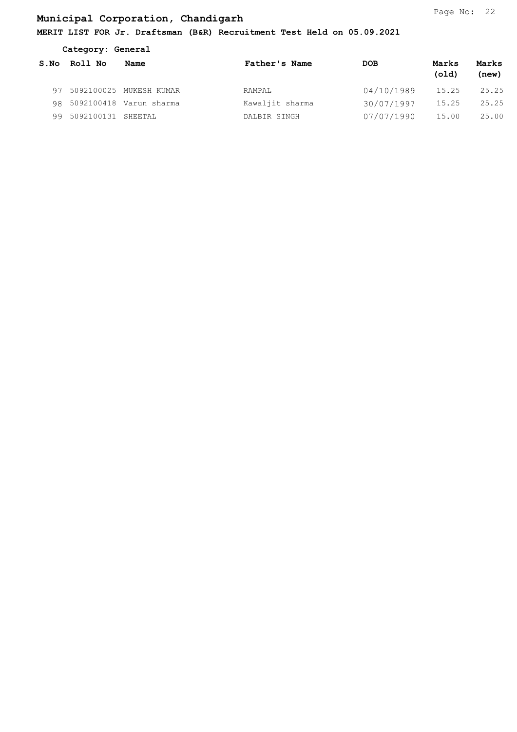# Municipal Corporation, Chandigarh

**MERIT LIST FOR Jr. Draftsman (B&R) Recruitment Test Held on 05.09.2021**

**Category: General**

| S.No | Roll No | Name | Father's Name | DOB | Marks (old) | Marks (new) |
|---|---|---|---|---|---|---|
| 97 | 5092100025 | MUKESH KUMAR | RAMPAL | 04/10/1989 | 15.25 | 25.25 |
| 98 | 5092100418 | Varun sharma | Kawaljit sharma | 30/07/1997 | 15.25 | 25.25 |
| 99 | 5092100131 | SHEETAL | DALBIR SINGH | 07/07/1990 | 15.00 | 25.00 |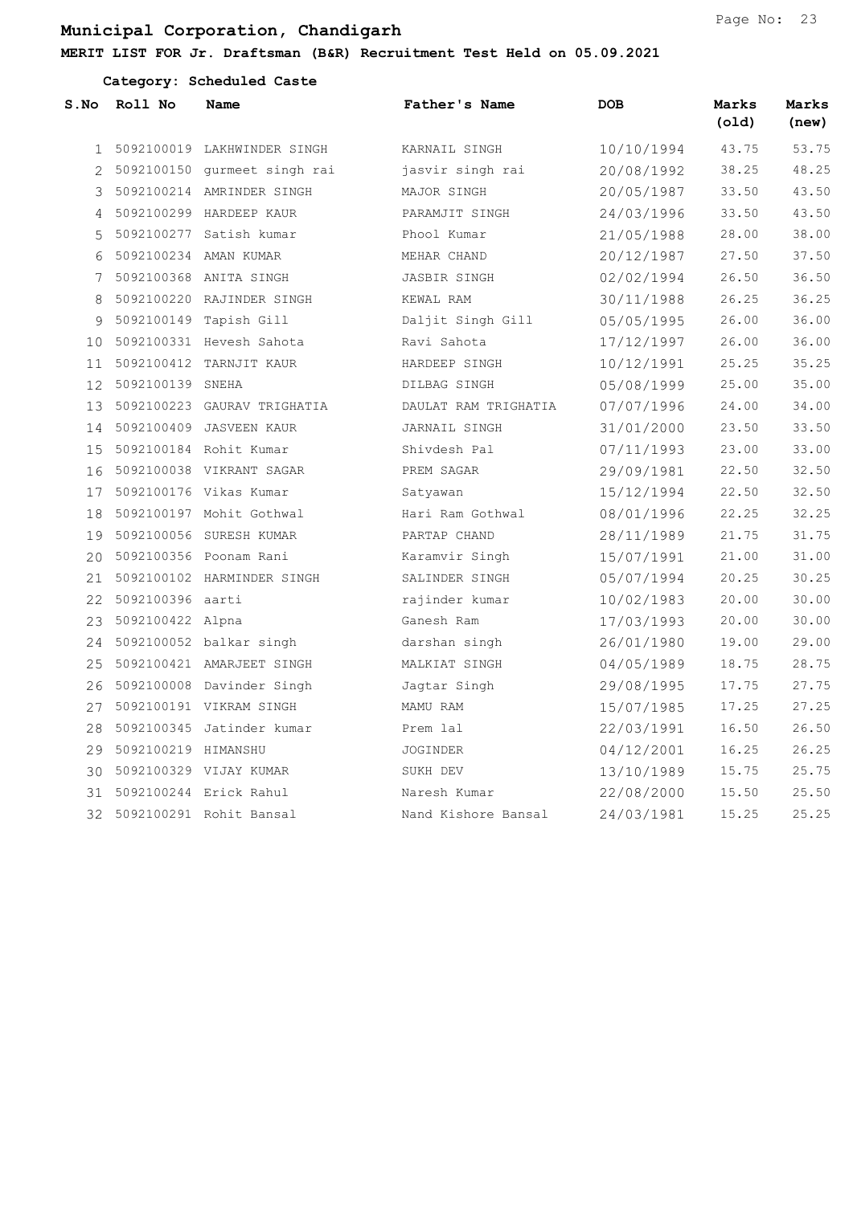# Municipal Corporation, Chandigarh

**MERIT LIST FOR Jr. Draftsman (B&R) Recruitment Test Held on 05.09.2021**

**Category: Scheduled Caste**

| S.No | Roll No | Name | Father's Name | DOB | Marks (old) | Marks (new) |
|---|---|---|---|---|---|---|
| 1 | 5092100019 | LAKHWINDER SINGH | KARNAIL SINGH | 10/10/1994 | 43.75 | 53.75 |
| 2 | 5092100150 | gurmeet singh rai | jasvir singh rai | 20/08/1992 | 38.25 | 48.25 |
| 3 | 5092100214 | AMRINDER SINGH | MAJOR SINGH | 20/05/1987 | 33.50 | 43.50 |
| 4 | 5092100299 | HARDEEP KAUR | PARAMJIT SINGH | 24/03/1996 | 33.50 | 43.50 |
| 5 | 5092100277 | Satish kumar | Phool Kumar | 21/05/1988 | 28.00 | 38.00 |
| 6 | 5092100234 | AMAN KUMAR | MEHAR CHAND | 20/12/1987 | 27.50 | 37.50 |
| 7 | 5092100368 | ANITA SINGH | JASBIR SINGH | 02/02/1994 | 26.50 | 36.50 |
| 8 | 5092100220 | RAJINDER SINGH | KEWAL RAM | 30/11/1988 | 26.25 | 36.25 |
| 9 | 5092100149 | Tapish Gill | Daljit Singh Gill | 05/05/1995 | 26.00 | 36.00 |
| 10 | 5092100331 | Hevesh Sahota | Ravi Sahota | 17/12/1997 | 26.00 | 36.00 |
| 11 | 5092100412 | TARNJIT KAUR | HARDEEP SINGH | 10/12/1991 | 25.25 | 35.25 |
| 12 | 5092100139 | SNEHA | DILBAG SINGH | 05/08/1999 | 25.00 | 35.00 |
| 13 | 5092100223 | GAURAV TRIGHATIA | DAULAT RAM TRIGHATIA | 07/07/1996 | 24.00 | 34.00 |
| 14 | 5092100409 | JASVEEN KAUR | JARNAIL SINGH | 31/01/2000 | 23.50 | 33.50 |
| 15 | 5092100184 | Rohit Kumar | Shivdesh Pal | 07/11/1993 | 23.00 | 33.00 |
| 16 | 5092100038 | VIKRANT SAGAR | PREM SAGAR | 29/09/1981 | 22.50 | 32.50 |
| 17 | 5092100176 | Vikas Kumar | Satyawan | 15/12/1994 | 22.50 | 32.50 |
| 18 | 5092100197 | Mohit Gothwal | Hari Ram Gothwal | 08/01/1996 | 22.25 | 32.25 |
| 19 | 5092100056 | SURESH KUMAR | PARTAP CHAND | 28/11/1989 | 21.75 | 31.75 |
| 20 | 5092100356 | Poonam Rani | Karamvir Singh | 15/07/1991 | 21.00 | 31.00 |
| 21 | 5092100102 | HARMINDER SINGH | SALINDER SINGH | 05/07/1994 | 20.25 | 30.25 |
| 22 | 5092100396 | aarti | rajinder kumar | 10/02/1983 | 20.00 | 30.00 |
| 23 | 5092100422 | Alpna | Ganesh Ram | 17/03/1993 | 20.00 | 30.00 |
| 24 | 5092100052 | balkar singh | darshan singh | 26/01/1980 | 19.00 | 29.00 |
| 25 | 5092100421 | AMARJEET SINGH | MALKIAT SINGH | 04/05/1989 | 18.75 | 28.75 |
| 26 | 5092100008 | Davinder Singh | Jagtar Singh | 29/08/1995 | 17.75 | 27.75 |
| 27 | 5092100191 | VIKRAM SINGH | MAMU RAM | 15/07/1985 | 17.25 | 27.25 |
| 28 | 5092100345 | Jatinder kumar | Prem lal | 22/03/1991 | 16.50 | 26.50 |
| 29 | 5092100219 | HIMANSHU | JOGINDER | 04/12/2001 | 16.25 | 26.25 |
| 30 | 5092100329 | VIJAY KUMAR | SUKH DEV | 13/10/1989 | 15.75 | 25.75 |
| 31 | 5092100244 | Erick Rahul | Naresh Kumar | 22/08/2000 | 15.50 | 25.50 |
| 32 | 5092100291 | Rohit Bansal | Nand Kishore Bansal | 24/03/1981 | 15.25 | 25.25 |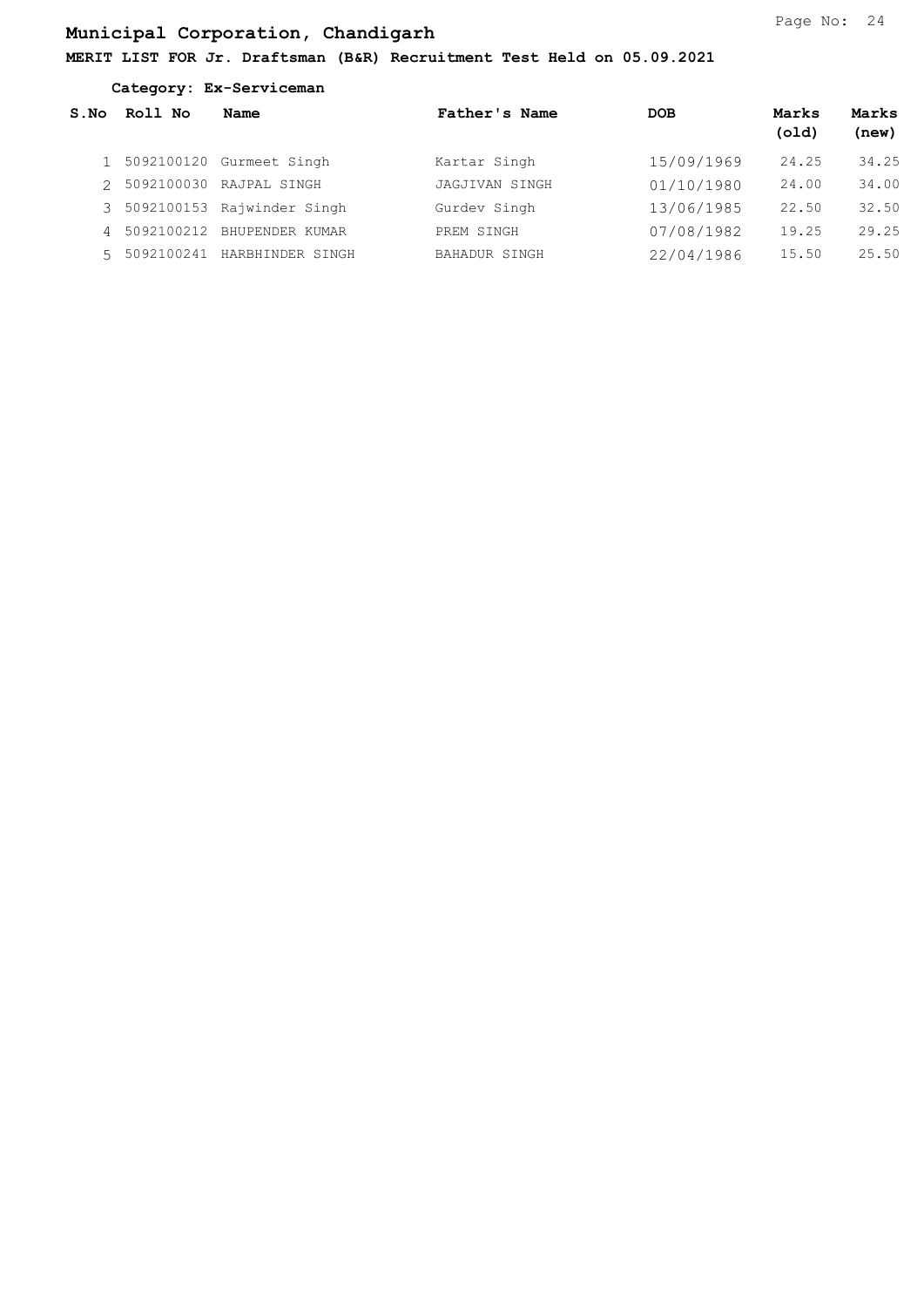# Municipal Corporation, Chandigarh

**MERIT LIST FOR Jr. Draftsman (B&R) Recruitment Test Held on 05.09.2021**

**Category: Ex-Serviceman**

| S.No | Roll No | Name | Father's Name | DOB | Marks (old) | Marks (new) |
|---|---|---|---|---|---|---|
| 1 | 5092100120 | Gurmeet Singh | Kartar Singh | 15/09/1969 | 24.25 | 34.25 |
| 2 | 5092100030 | RAJPAL SINGH | JAGJIVAN SINGH | 01/10/1980 | 24.00 | 34.00 |
| 3 | 5092100153 | Rajwinder Singh | Gurdev Singh | 13/06/1985 | 22.50 | 32.50 |
| 4 | 5092100212 | BHUPENDER KUMAR | PREM SINGH | 07/08/1982 | 19.25 | 29.25 |
| 5 | 5092100241 | HARBHINDER SINGH | BAHADUR SINGH | 22/04/1986 | 15.50 | 25.50 |